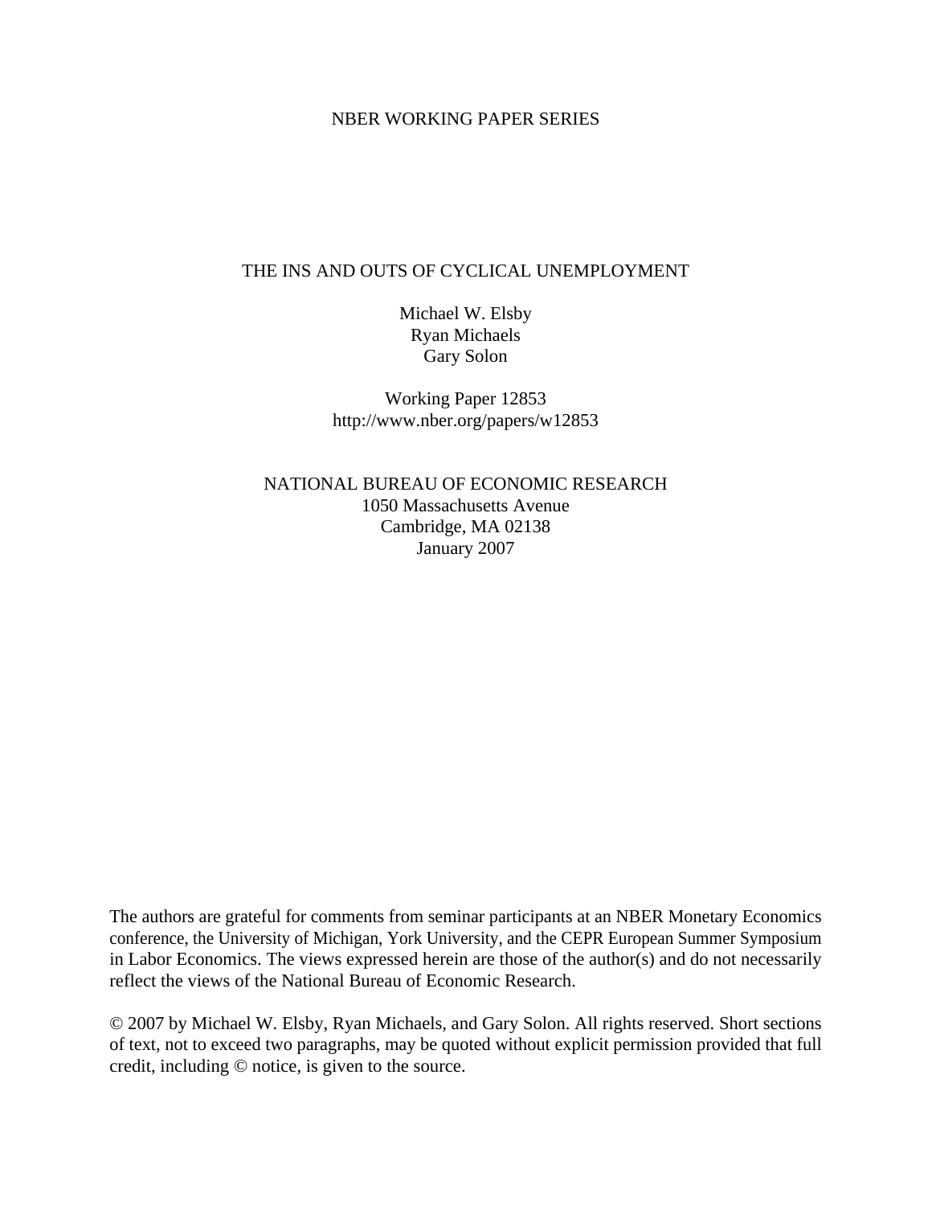NBER WORKING PAPER SERIES

# THE INS AND OUTS OF CYCLICAL UNEMPLOYMENT

Michael W. Elsby
Ryan Michaels
Gary Solon

Working Paper 12853
http://www.nber.org/papers/w12853

NATIONAL BUREAU OF ECONOMIC RESEARCH
1050 Massachusetts Avenue
Cambridge, MA 02138
January 2007

The authors are grateful for comments from seminar participants at an NBER Monetary Economics conference, the University of Michigan, York University, and the CEPR European Summer Symposium in Labor Economics. The views expressed herein are those of the author(s) and do not necessarily reflect the views of the National Bureau of Economic Research.

© 2007 by Michael W. Elsby, Ryan Michaels, and Gary Solon. All rights reserved. Short sections of text, not to exceed two paragraphs, may be quoted without explicit permission provided that full credit, including © notice, is given to the source.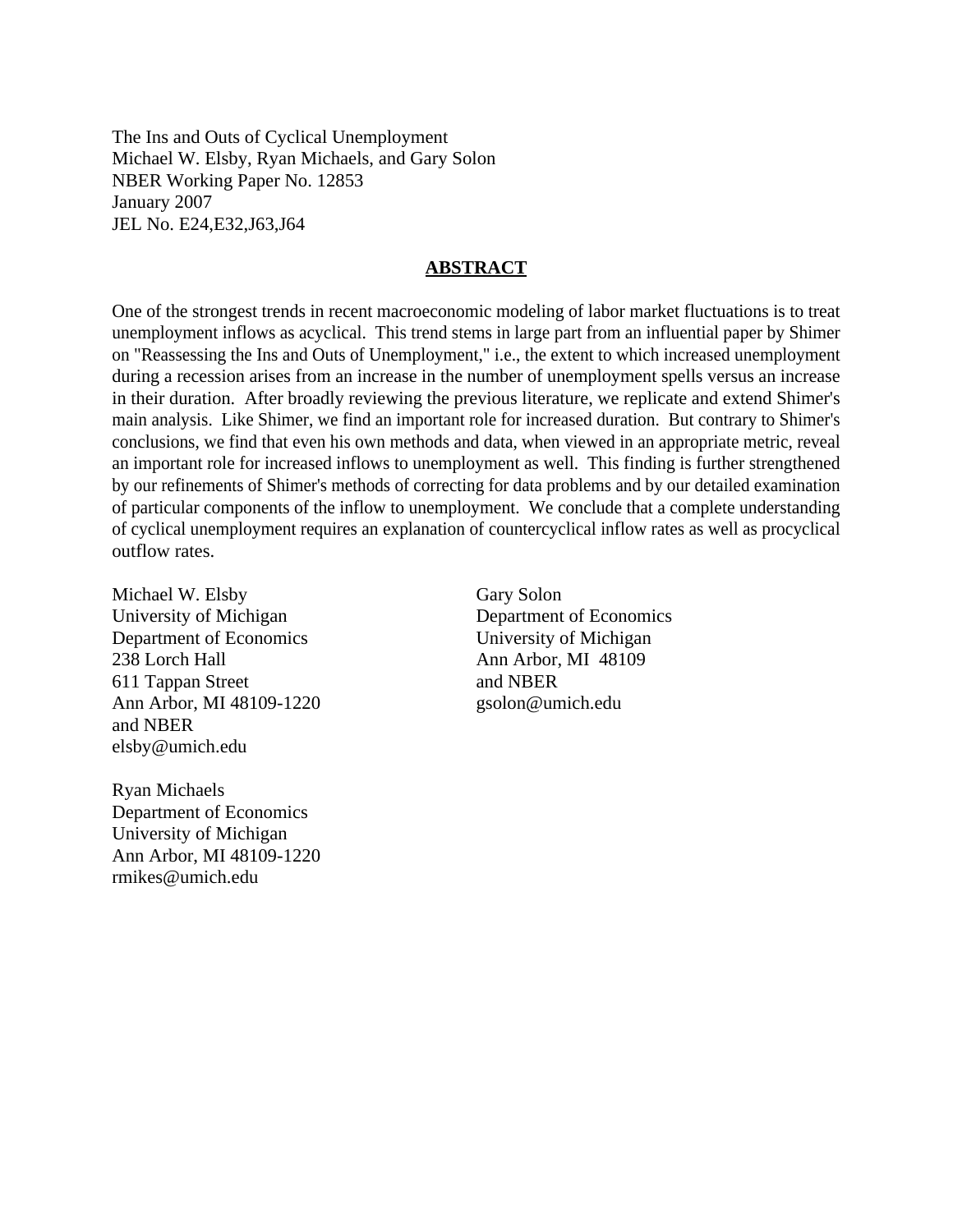The Ins and Outs of Cyclical Unemployment
Michael W. Elsby, Ryan Michaels, and Gary Solon
NBER Working Paper No. 12853
January 2007
JEL No. E24,E32,J63,J64

## ABSTRACT

One of the strongest trends in recent macroeconomic modeling of labor market fluctuations is to treat unemployment inflows as acyclical. This trend stems in large part from an influential paper by Shimer on "Reassessing the Ins and Outs of Unemployment," i.e., the extent to which increased unemployment during a recession arises from an increase in the number of unemployment spells versus an increase in their duration. After broadly reviewing the previous literature, we replicate and extend Shimer's main analysis. Like Shimer, we find an important role for increased duration. But contrary to Shimer's conclusions, we find that even his own methods and data, when viewed in an appropriate metric, reveal an important role for increased inflows to unemployment as well. This finding is further strengthened by our refinements of Shimer's methods of correcting for data problems and by our detailed examination of particular components of the inflow to unemployment. We conclude that a complete understanding of cyclical unemployment requires an explanation of countercyclical inflow rates as well as procyclical outflow rates.

Michael W. Elsby
University of Michigan
Department of Economics
238 Lorch Hall
611 Tappan Street
Ann Arbor, MI 48109-1220
and NBER
elsby@umich.edu

Ryan Michaels
Department of Economics
University of Michigan
Ann Arbor, MI 48109-1220
rmikes@umich.edu

Gary Solon
Department of Economics
University of Michigan
Ann Arbor, MI 48109
and NBER
gsolon@umich.edu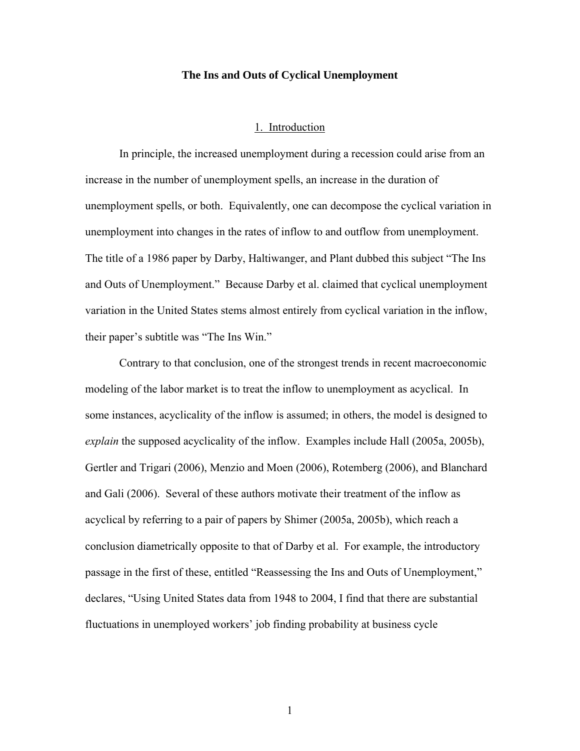# The Ins and Outs of Cyclical Unemployment

## 1. Introduction

In principle, the increased unemployment during a recession could arise from an increase in the number of unemployment spells, an increase in the duration of unemployment spells, or both. Equivalently, one can decompose the cyclical variation in unemployment into changes in the rates of inflow to and outflow from unemployment. The title of a 1986 paper by Darby, Haltiwanger, and Plant dubbed this subject "The Ins and Outs of Unemployment." Because Darby et al. claimed that cyclical unemployment variation in the United States stems almost entirely from cyclical variation in the inflow, their paper's subtitle was "The Ins Win."

Contrary to that conclusion, one of the strongest trends in recent macroeconomic modeling of the labor market is to treat the inflow to unemployment as acyclical. In some instances, acyclicality of the inflow is assumed; in others, the model is designed to *explain* the supposed acyclicality of the inflow. Examples include Hall (2005a, 2005b), Gertler and Trigari (2006), Menzio and Moen (2006), Rotemberg (2006), and Blanchard and Gali (2006). Several of these authors motivate their treatment of the inflow as acyclical by referring to a pair of papers by Shimer (2005a, 2005b), which reach a conclusion diametrically opposite to that of Darby et al. For example, the introductory passage in the first of these, entitled "Reassessing the Ins and Outs of Unemployment," declares, "Using United States data from 1948 to 2004, I find that there are substantial fluctuations in unemployed workers' job finding probability at business cycle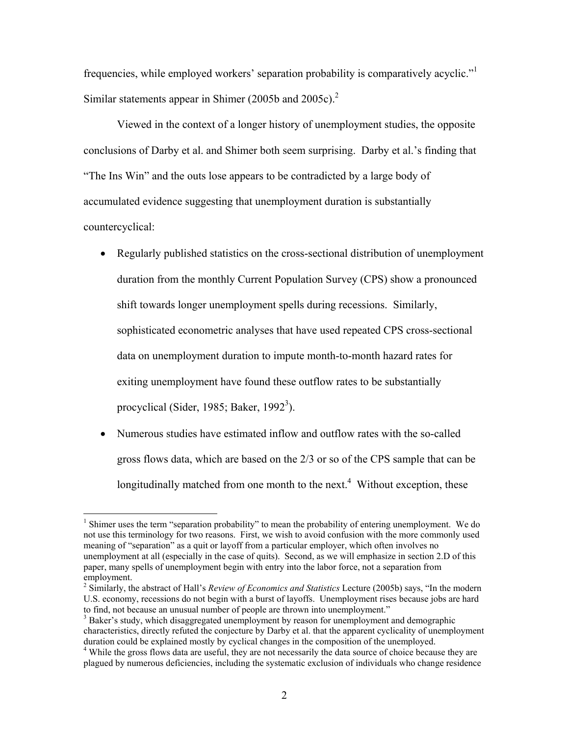frequencies, while employed workers' separation probability is comparatively acyclic."[1] Similar statements appear in Shimer (2005b and 2005c).[2]

Viewed in the context of a longer history of unemployment studies, the opposite conclusions of Darby et al. and Shimer both seem surprising. Darby et al.'s finding that "The Ins Win" and the outs lose appears to be contradicted by a large body of accumulated evidence suggesting that unemployment duration is substantially countercyclical:

- Regularly published statistics on the cross-sectional distribution of unemployment duration from the monthly Current Population Survey (CPS) show a pronounced shift towards longer unemployment spells during recessions. Similarly, sophisticated econometric analyses that have used repeated CPS cross-sectional data on unemployment duration to impute month-to-month hazard rates for exiting unemployment have found these outflow rates to be substantially procyclical (Sider, 1985; Baker, 1992[3]).
- Numerous studies have estimated inflow and outflow rates with the so-called gross flows data, which are based on the 2/3 or so of the CPS sample that can be longitudinally matched from one month to the next.[4] Without exception, these

---

[1] Shimer uses the term "separation probability" to mean the probability of entering unemployment. We do not use this terminology for two reasons. First, we wish to avoid confusion with the more commonly used meaning of "separation" as a quit or layoff from a particular employer, which often involves no unemployment at all (especially in the case of quits). Second, as we will emphasize in section 2.D of this paper, many spells of unemployment begin with entry into the labor force, not a separation from employment.

[2] Similarly, the abstract of Hall's *Review of Economics and Statistics* Lecture (2005b) says, "In the modern U.S. economy, recessions do not begin with a burst of layoffs. Unemployment rises because jobs are hard to find, not because an unusual number of people are thrown into unemployment."

[3] Baker's study, which disaggregated unemployment by reason for unemployment and demographic characteristics, directly refuted the conjecture by Darby et al. that the apparent cyclicality of unemployment duration could be explained mostly by cyclical changes in the composition of the unemployed.

[4] While the gross flows data are useful, they are not necessarily the data source of choice because they are plagued by numerous deficiencies, including the systematic exclusion of individuals who change residence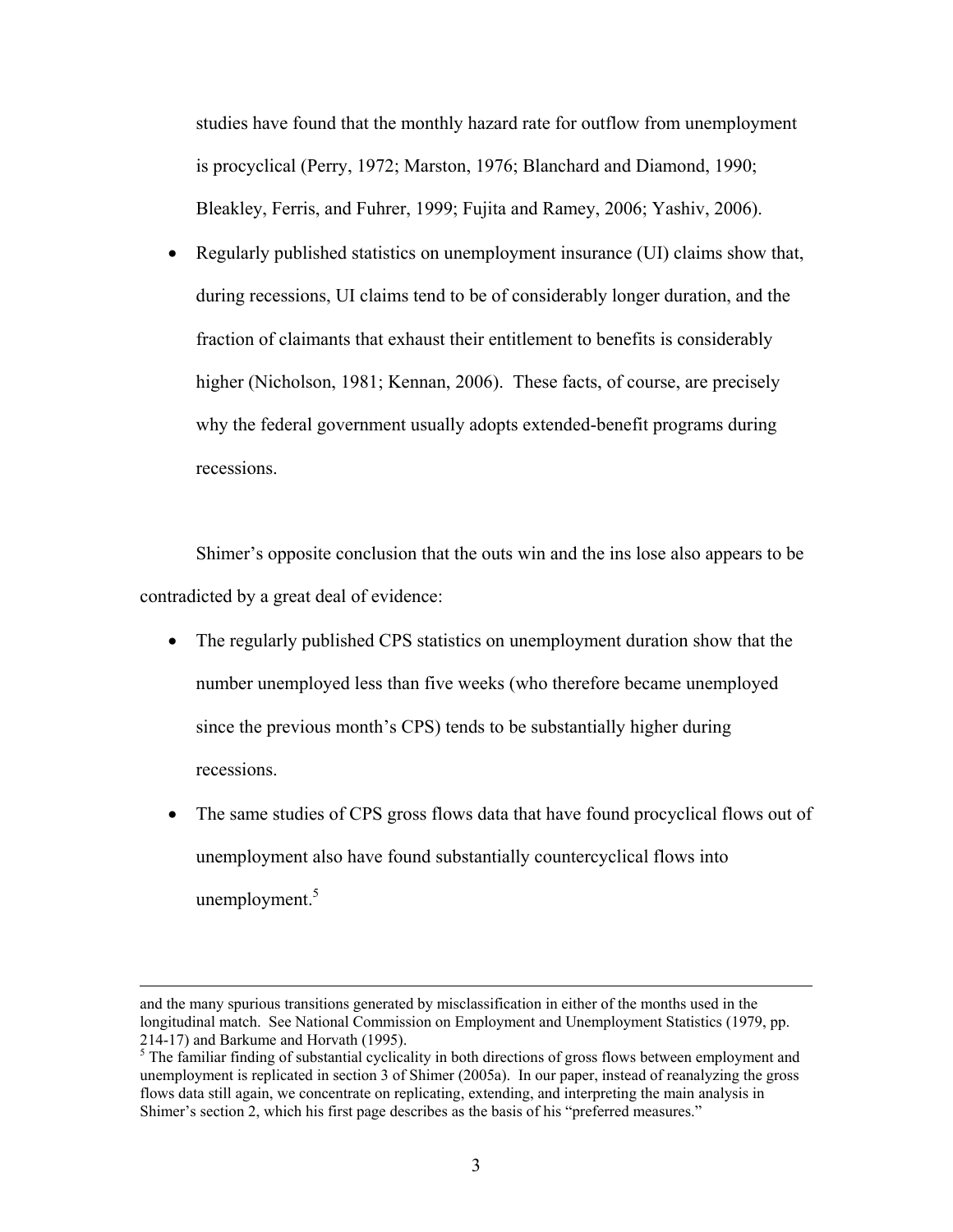studies have found that the monthly hazard rate for outflow from unemployment is procyclical (Perry, 1972; Marston, 1976; Blanchard and Diamond, 1990; Bleakley, Ferris, and Fuhrer, 1999; Fujita and Ramey, 2006; Yashiv, 2006).

- Regularly published statistics on unemployment insurance (UI) claims show that, during recessions, UI claims tend to be of considerably longer duration, and the fraction of claimants that exhaust their entitlement to benefits is considerably higher (Nicholson, 1981; Kennan, 2006). These facts, of course, are precisely why the federal government usually adopts extended-benefit programs during recessions.

Shimer's opposite conclusion that the outs win and the ins lose also appears to be contradicted by a great deal of evidence:

- The regularly published CPS statistics on unemployment duration show that the number unemployed less than five weeks (who therefore became unemployed since the previous month's CPS) tends to be substantially higher during recessions.
- The same studies of CPS gross flows data that have found procyclical flows out of unemployment also have found substantially countercyclical flows into unemployment.[5]

---

and the many spurious transitions generated by misclassification in either of the months used in the longitudinal match. See National Commission on Employment and Unemployment Statistics (1979, pp. 214-17) and Barkume and Horvath (1995).

[5] The familiar finding of substantial cyclicality in both directions of gross flows between employment and unemployment is replicated in section 3 of Shimer (2005a). In our paper, instead of reanalyzing the gross flows data still again, we concentrate on replicating, extending, and interpreting the main analysis in Shimer's section 2, which his first page describes as the basis of his "preferred measures."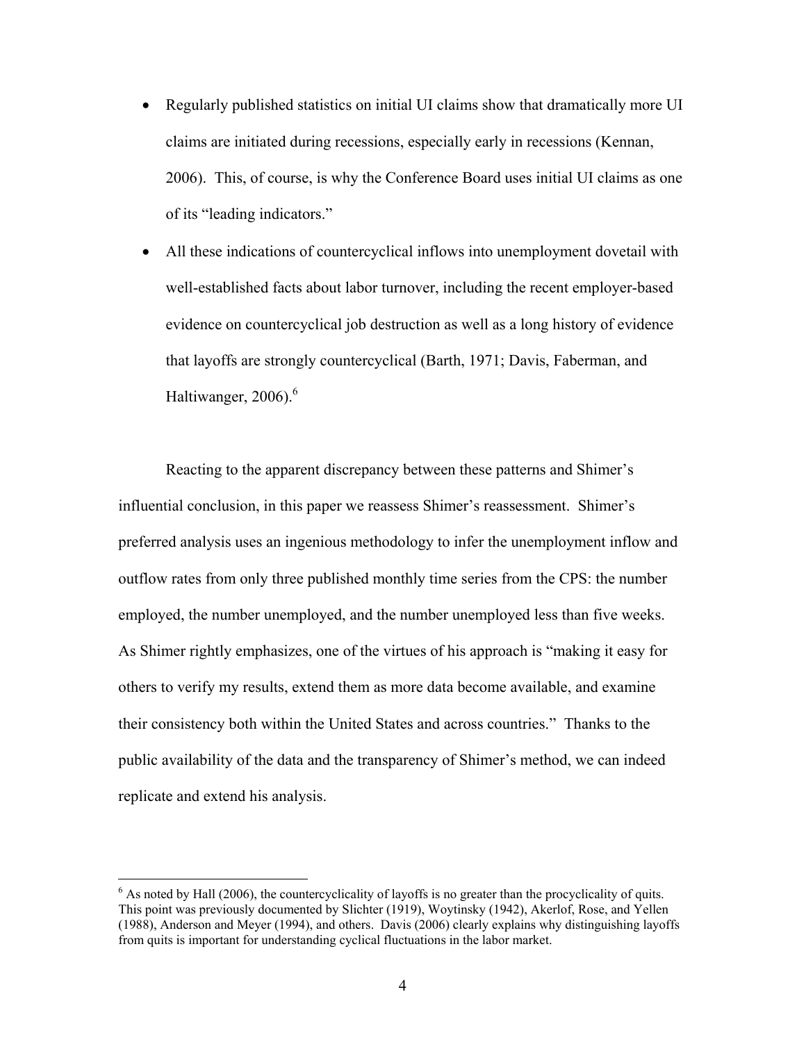- Regularly published statistics on initial UI claims show that dramatically more UI claims are initiated during recessions, especially early in recessions (Kennan, 2006). This, of course, is why the Conference Board uses initial UI claims as one of its "leading indicators."
- All these indications of countercyclical inflows into unemployment dovetail with well-established facts about labor turnover, including the recent employer-based evidence on countercyclical job destruction as well as a long history of evidence that layoffs are strongly countercyclical (Barth, 1971; Davis, Faberman, and Haltiwanger, 2006).[6]

Reacting to the apparent discrepancy between these patterns and Shimer's influential conclusion, in this paper we reassess Shimer's reassessment. Shimer's preferred analysis uses an ingenious methodology to infer the unemployment inflow and outflow rates from only three published monthly time series from the CPS: the number employed, the number unemployed, and the number unemployed less than five weeks. As Shimer rightly emphasizes, one of the virtues of his approach is "making it easy for others to verify my results, extend them as more data become available, and examine their consistency both within the United States and across countries." Thanks to the public availability of the data and the transparency of Shimer's method, we can indeed replicate and extend his analysis.

[6] As noted by Hall (2006), the countercyclicality of layoffs is no greater than the procyclicality of quits. This point was previously documented by Slichter (1919), Woytinsky (1942), Akerlof, Rose, and Yellen (1988), Anderson and Meyer (1994), and others. Davis (2006) clearly explains why distinguishing layoffs from quits is important for understanding cyclical fluctuations in the labor market.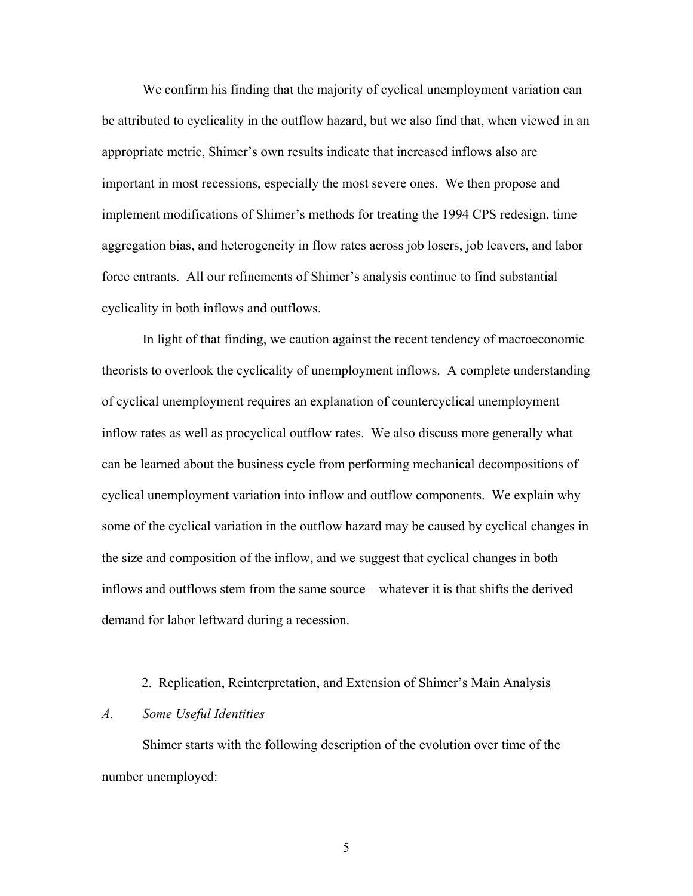We confirm his finding that the majority of cyclical unemployment variation can be attributed to cyclicality in the outflow hazard, but we also find that, when viewed in an appropriate metric, Shimer's own results indicate that increased inflows also are important in most recessions, especially the most severe ones. We then propose and implement modifications of Shimer's methods for treating the 1994 CPS redesign, time aggregation bias, and heterogeneity in flow rates across job losers, job leavers, and labor force entrants. All our refinements of Shimer's analysis continue to find substantial cyclicality in both inflows and outflows.

In light of that finding, we caution against the recent tendency of macroeconomic theorists to overlook the cyclicality of unemployment inflows. A complete understanding of cyclical unemployment requires an explanation of countercyclical unemployment inflow rates as well as procyclical outflow rates. We also discuss more generally what can be learned about the business cycle from performing mechanical decompositions of cyclical unemployment variation into inflow and outflow components. We explain why some of the cyclical variation in the outflow hazard may be caused by cyclical changes in the size and composition of the inflow, and we suggest that cyclical changes in both inflows and outflows stem from the same source – whatever it is that shifts the derived demand for labor leftward during a recession.

## 2. Replication, Reinterpretation, and Extension of Shimer's Main Analysis

### *A. Some Useful Identities*

Shimer starts with the following description of the evolution over time of the number unemployed: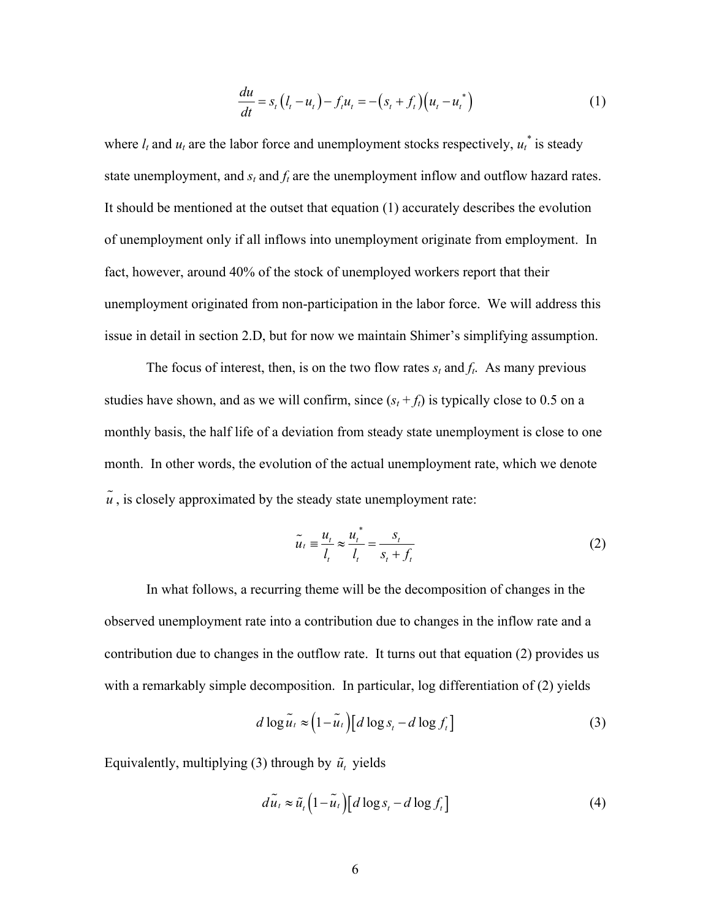$$\frac{du}{dt} = s_t\left(l_t - u_t\right) - f_t u_t = -\left(s_t + f_t\right)\left(u_t - u_t^*\right) \tag{1}$$

where $l_t$ and $u_t$ are the labor force and unemployment stocks respectively, $u_t^*$ is steady state unemployment, and $s_t$ and $f_t$ are the unemployment inflow and outflow hazard rates. It should be mentioned at the outset that equation (1) accurately describes the evolution of unemployment only if all inflows into unemployment originate from employment. In fact, however, around 40% of the stock of unemployed workers report that their unemployment originated from non-participation in the labor force. We will address this issue in detail in section 2.D, but for now we maintain Shimer's simplifying assumption.

The focus of interest, then, is on the two flow rates $s_t$ and $f_t$. As many previous studies have shown, and as we will confirm, since $(s_t + f_t)$ is typically close to 0.5 on a monthly basis, the half life of a deviation from steady state unemployment is close to one month. In other words, the evolution of the actual unemployment rate, which we denote $\tilde{u}$, is closely approximated by the steady state unemployment rate:

$$\tilde{u}_t \equiv \frac{u_t}{l_t} \approx \frac{u_t^*}{l_t} = \frac{s_t}{s_t + f_t} \tag{2}$$

In what follows, a recurring theme will be the decomposition of changes in the observed unemployment rate into a contribution due to changes in the inflow rate and a contribution due to changes in the outflow rate. It turns out that equation (2) provides us with a remarkably simple decomposition. In particular, log differentiation of (2) yields

$$d\log\tilde{u}_t \approx \left(1 - \tilde{u}_t\right)\left[d\log s_t - d\log f_t\right] \tag{3}$$

Equivalently, multiplying (3) through by $\tilde{u}_t$ yields

$$d\tilde{u}_t \approx \tilde{u}_t\left(1 - \tilde{u}_t\right)\left[d\log s_t - d\log f_t\right] \tag{4}$$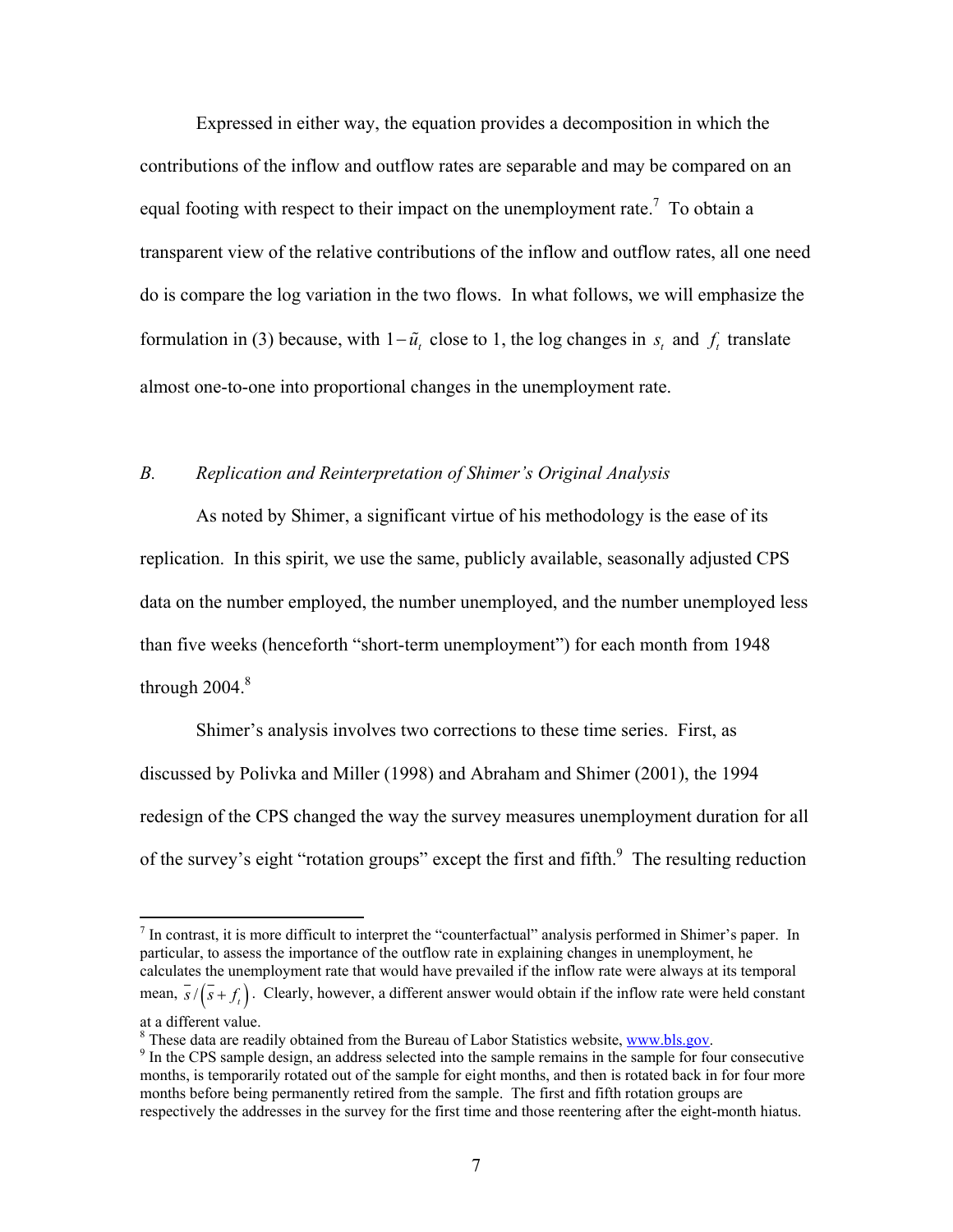Expressed in either way, the equation provides a decomposition in which the contributions of the inflow and outflow rates are separable and may be compared on an equal footing with respect to their impact on the unemployment rate.[7] To obtain a transparent view of the relative contributions of the inflow and outflow rates, all one need do is compare the log variation in the two flows. In what follows, we will emphasize the formulation in (3) because, with $1-\tilde{u}_t$ close to 1, the log changes in $s_t$ and $f_t$ translate almost one-to-one into proportional changes in the unemployment rate.

### *B. Replication and Reinterpretation of Shimer's Original Analysis*

As noted by Shimer, a significant virtue of his methodology is the ease of its replication. In this spirit, we use the same, publicly available, seasonally adjusted CPS data on the number employed, the number unemployed, and the number unemployed less than five weeks (henceforth "short-term unemployment") for each month from 1948 through 2004.[8]

Shimer's analysis involves two corrections to these time series. First, as discussed by Polivka and Miller (1998) and Abraham and Shimer (2001), the 1994 redesign of the CPS changed the way the survey measures unemployment duration for all of the survey's eight "rotation groups" except the first and fifth.[9] The resulting reduction

---

[7] In contrast, it is more difficult to interpret the "counterfactual" analysis performed in Shimer's paper. In particular, to assess the importance of the outflow rate in explaining changes in unemployment, he calculates the unemployment rate that would have prevailed if the inflow rate were always at its temporal mean, $\bar{s}/\left(\bar{s}+f_t\right)$. Clearly, however, a different answer would obtain if the inflow rate were held constant at a different value.

[8] These data are readily obtained from the Bureau of Labor Statistics website, www.bls.gov.

[9] In the CPS sample design, an address selected into the sample remains in the sample for four consecutive months, is temporarily rotated out of the sample for eight months, and then is rotated back in for four more months before being permanently retired from the sample. The first and fifth rotation groups are respectively the addresses in the survey for the first time and those reentering after the eight-month hiatus.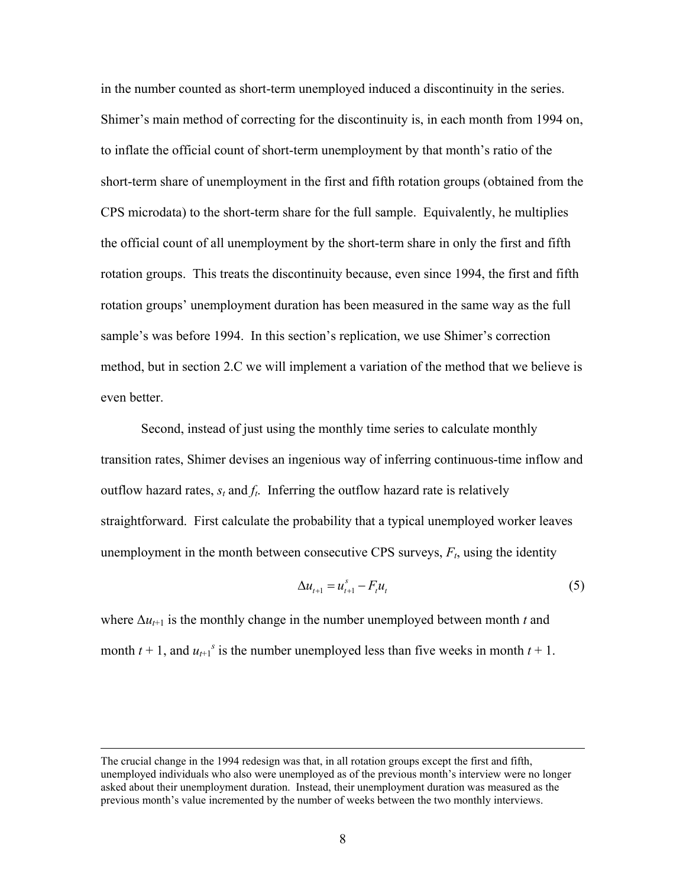in the number counted as short-term unemployed induced a discontinuity in the series. Shimer's main method of correcting for the discontinuity is, in each month from 1994 on, to inflate the official count of short-term unemployment by that month's ratio of the short-term share of unemployment in the first and fifth rotation groups (obtained from the CPS microdata) to the short-term share for the full sample. Equivalently, he multiplies the official count of all unemployment by the short-term share in only the first and fifth rotation groups. This treats the discontinuity because, even since 1994, the first and fifth rotation groups' unemployment duration has been measured in the same way as the full sample's was before 1994. In this section's replication, we use Shimer's correction method, but in section 2.C we will implement a variation of the method that we believe is even better.

Second, instead of just using the monthly time series to calculate monthly transition rates, Shimer devises an ingenious way of inferring continuous-time inflow and outflow hazard rates, $s_t$ and $f_t$. Inferring the outflow hazard rate is relatively straightforward. First calculate the probability that a typical unemployed worker leaves unemployment in the month between consecutive CPS surveys, $F_t$, using the identity

$$\Delta u_{t+1} = u_{t+1}^{s} - F_t u_t \tag{5}$$

where $\Delta u_{t+1}$ is the monthly change in the number unemployed between month $t$ and month $t + 1$, and $u_{t+1}{}^{s}$ is the number unemployed less than five weeks in month $t + 1$.

---

The crucial change in the 1994 redesign was that, in all rotation groups except the first and fifth, unemployed individuals who also were unemployed as of the previous month's interview were no longer asked about their unemployment duration. Instead, their unemployment duration was measured as the previous month's value incremented by the number of weeks between the two monthly interviews.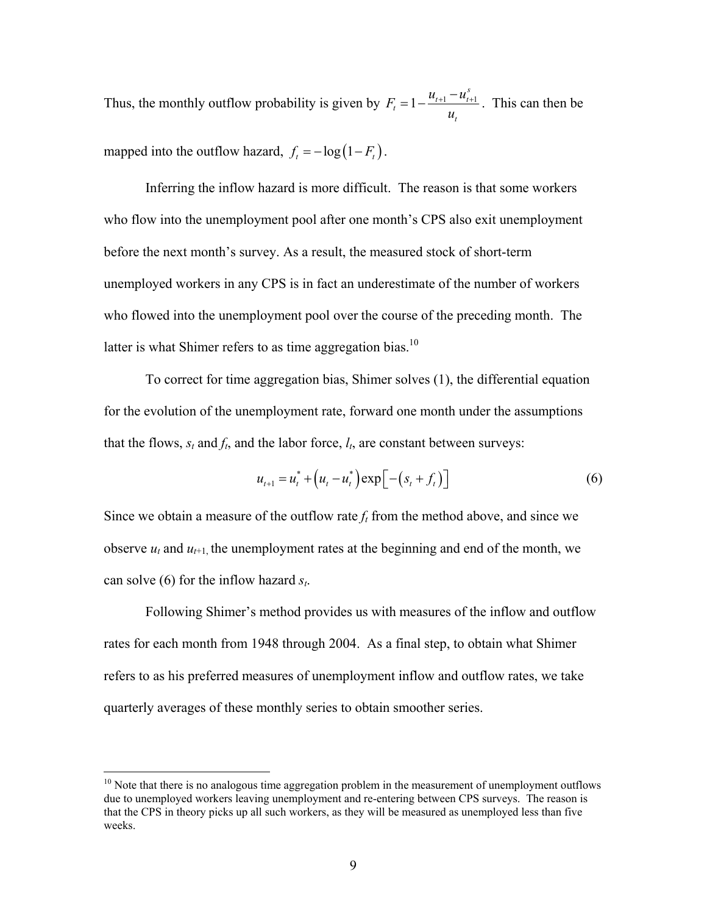Thus, the monthly outflow probability is given by $F_t = 1 - \frac{u_{t+1} - u_{t+1}^s}{u_t}$. This can then be mapped into the outflow hazard, $f_t = -\log(1 - F_t)$.

Inferring the inflow hazard is more difficult. The reason is that some workers who flow into the unemployment pool after one month's CPS also exit unemployment before the next month's survey. As a result, the measured stock of short-term unemployed workers in any CPS is in fact an underestimate of the number of workers who flowed into the unemployment pool over the course of the preceding month. The latter is what Shimer refers to as time aggregation bias.[10]

To correct for time aggregation bias, Shimer solves (1), the differential equation for the evolution of the unemployment rate, forward one month under the assumptions that the flows, $s_t$ and $f_t$, and the labor force, $l_t$, are constant between surveys:

$$u_{t+1} = u_t^* + \left(u_t - u_t^*\right)\exp\left[-\left(s_t + f_t\right)\right] \tag{6}$$

Since we obtain a measure of the outflow rate $f_t$ from the method above, and since we observe $u_t$ and $u_{t+1}$, the unemployment rates at the beginning and end of the month, we can solve (6) for the inflow hazard $s_t$.

Following Shimer's method provides us with measures of the inflow and outflow rates for each month from 1948 through 2004. As a final step, to obtain what Shimer refers to as his preferred measures of unemployment inflow and outflow rates, we take quarterly averages of these monthly series to obtain smoother series.

---

[10] Note that there is no analogous time aggregation problem in the measurement of unemployment outflows due to unemployed workers leaving unemployment and re-entering between CPS surveys. The reason is that the CPS in theory picks up all such workers, as they will be measured as unemployed less than five weeks.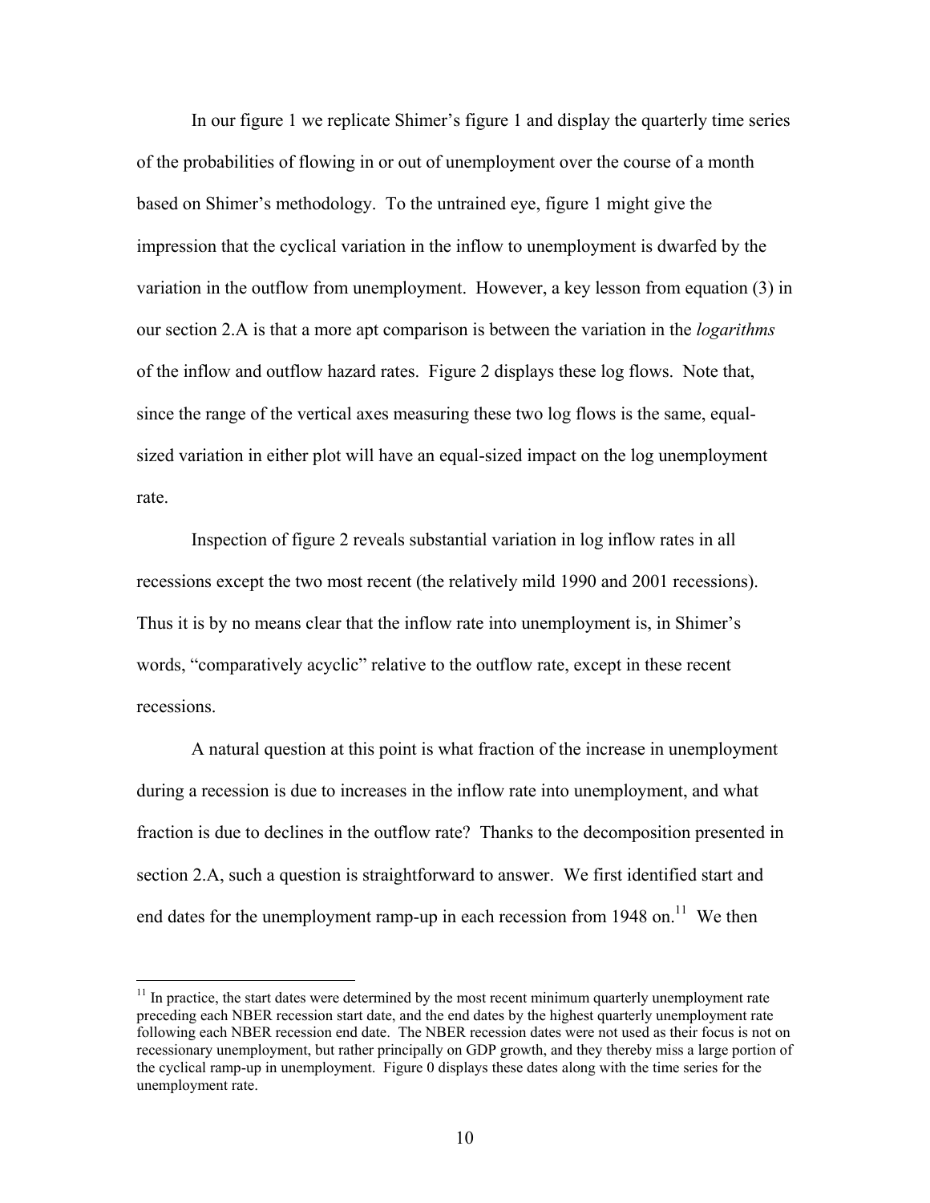In our figure 1 we replicate Shimer's figure 1 and display the quarterly time series of the probabilities of flowing in or out of unemployment over the course of a month based on Shimer's methodology. To the untrained eye, figure 1 might give the impression that the cyclical variation in the inflow to unemployment is dwarfed by the variation in the outflow from unemployment. However, a key lesson from equation (3) in our section 2.A is that a more apt comparison is between the variation in the *logarithms* of the inflow and outflow hazard rates. Figure 2 displays these log flows. Note that, since the range of the vertical axes measuring these two log flows is the same, equal-sized variation in either plot will have an equal-sized impact on the log unemployment rate.

Inspection of figure 2 reveals substantial variation in log inflow rates in all recessions except the two most recent (the relatively mild 1990 and 2001 recessions). Thus it is by no means clear that the inflow rate into unemployment is, in Shimer's words, "comparatively acyclic" relative to the outflow rate, except in these recent recessions.

A natural question at this point is what fraction of the increase in unemployment during a recession is due to increases in the inflow rate into unemployment, and what fraction is due to declines in the outflow rate? Thanks to the decomposition presented in section 2.A, such a question is straightforward to answer. We first identified start and end dates for the unemployment ramp-up in each recession from 1948 on.[11] We then

[11] In practice, the start dates were determined by the most recent minimum quarterly unemployment rate preceding each NBER recession start date, and the end dates by the highest quarterly unemployment rate following each NBER recession end date. The NBER recession dates were not used as their focus is not on recessionary unemployment, but rather principally on GDP growth, and they thereby miss a large portion of the cyclical ramp-up in unemployment. Figure 0 displays these dates along with the time series for the unemployment rate.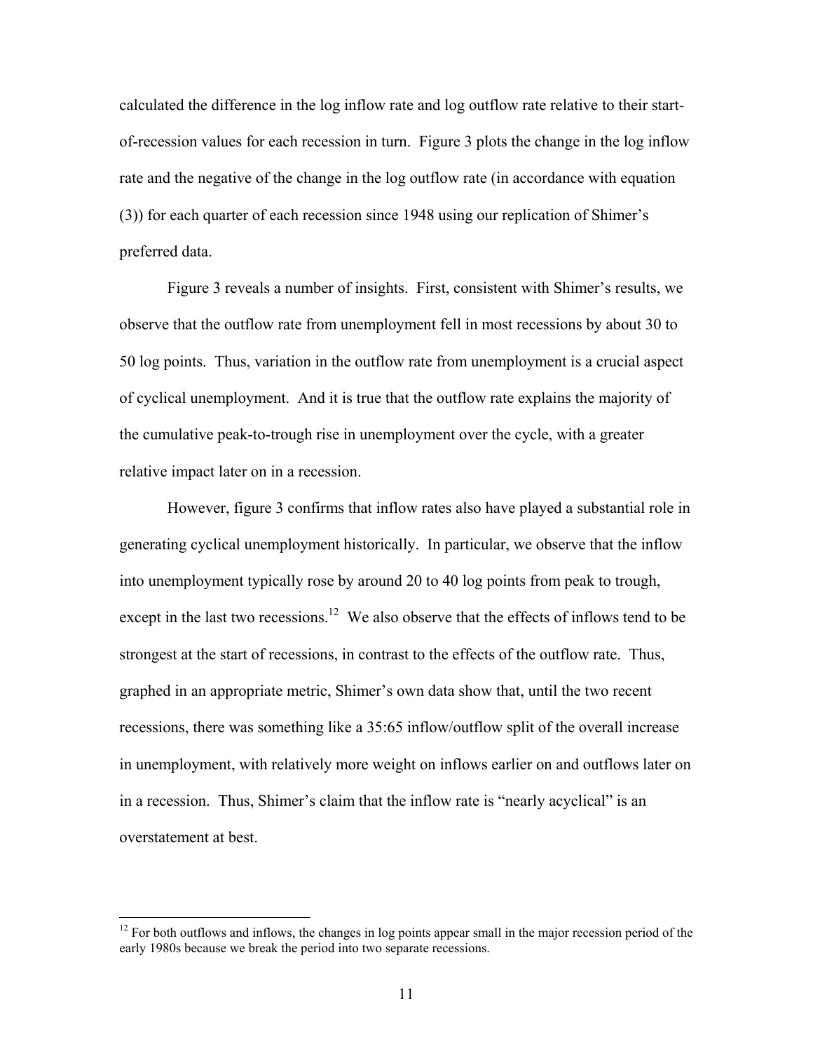calculated the difference in the log inflow rate and log outflow rate relative to their start-of-recession values for each recession in turn. Figure 3 plots the change in the log inflow rate and the negative of the change in the log outflow rate (in accordance with equation (3)) for each quarter of each recession since 1948 using our replication of Shimer's preferred data.

Figure 3 reveals a number of insights. First, consistent with Shimer's results, we observe that the outflow rate from unemployment fell in most recessions by about 30 to 50 log points. Thus, variation in the outflow rate from unemployment is a crucial aspect of cyclical unemployment. And it is true that the outflow rate explains the majority of the cumulative peak-to-trough rise in unemployment over the cycle, with a greater relative impact later on in a recession.

However, figure 3 confirms that inflow rates also have played a substantial role in generating cyclical unemployment historically. In particular, we observe that the inflow into unemployment typically rose by around 20 to 40 log points from peak to trough, except in the last two recessions.[12] We also observe that the effects of inflows tend to be strongest at the start of recessions, in contrast to the effects of the outflow rate. Thus, graphed in an appropriate metric, Shimer's own data show that, until the two recent recessions, there was something like a 35:65 inflow/outflow split of the overall increase in unemployment, with relatively more weight on inflows earlier on and outflows later on in a recession. Thus, Shimer's claim that the inflow rate is "nearly acyclical" is an overstatement at best.

[12] For both outflows and inflows, the changes in log points appear small in the major recession period of the early 1980s because we break the period into two separate recessions.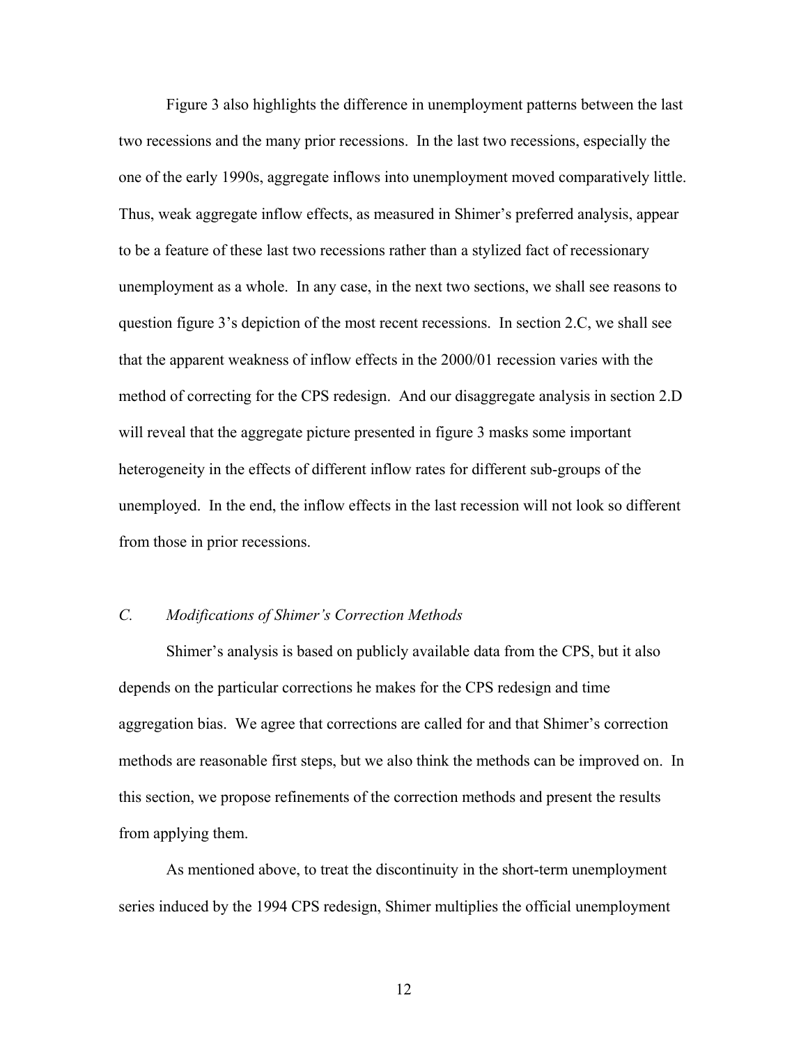Figure 3 also highlights the difference in unemployment patterns between the last two recessions and the many prior recessions. In the last two recessions, especially the one of the early 1990s, aggregate inflows into unemployment moved comparatively little. Thus, weak aggregate inflow effects, as measured in Shimer's preferred analysis, appear to be a feature of these last two recessions rather than a stylized fact of recessionary unemployment as a whole. In any case, in the next two sections, we shall see reasons to question figure 3's depiction of the most recent recessions. In section 2.C, we shall see that the apparent weakness of inflow effects in the 2000/01 recession varies with the method of correcting for the CPS redesign. And our disaggregate analysis in section 2.D will reveal that the aggregate picture presented in figure 3 masks some important heterogeneity in the effects of different inflow rates for different sub-groups of the unemployed. In the end, the inflow effects in the last recession will not look so different from those in prior recessions.

### *C. Modifications of Shimer's Correction Methods*

Shimer's analysis is based on publicly available data from the CPS, but it also depends on the particular corrections he makes for the CPS redesign and time aggregation bias. We agree that corrections are called for and that Shimer's correction methods are reasonable first steps, but we also think the methods can be improved on. In this section, we propose refinements of the correction methods and present the results from applying them.

As mentioned above, to treat the discontinuity in the short-term unemployment series induced by the 1994 CPS redesign, Shimer multiplies the official unemployment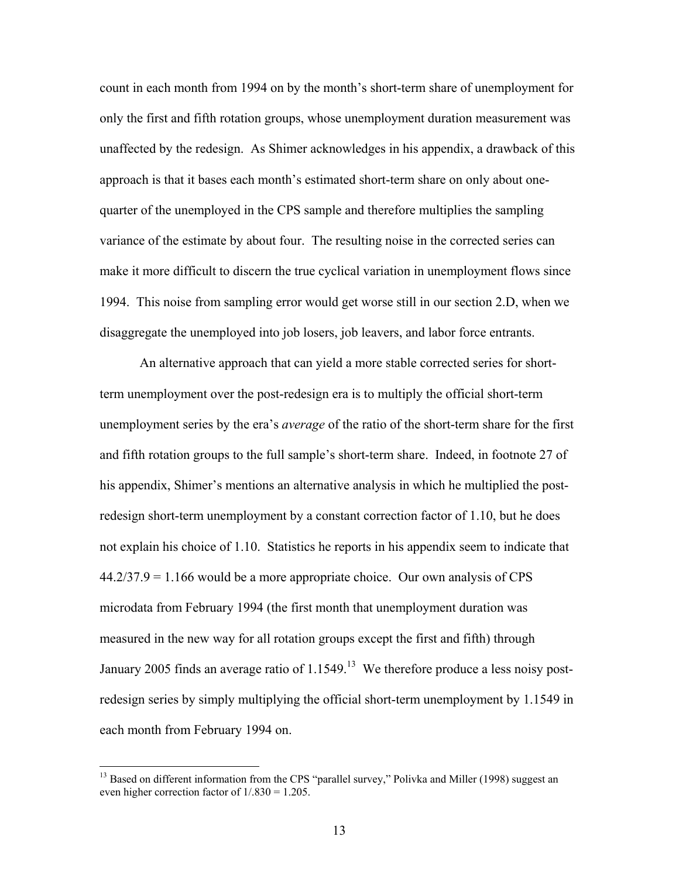count in each month from 1994 on by the month's short-term share of unemployment for only the first and fifth rotation groups, whose unemployment duration measurement was unaffected by the redesign. As Shimer acknowledges in his appendix, a drawback of this approach is that it bases each month's estimated short-term share on only about one-quarter of the unemployed in the CPS sample and therefore multiplies the sampling variance of the estimate by about four. The resulting noise in the corrected series can make it more difficult to discern the true cyclical variation in unemployment flows since 1994. This noise from sampling error would get worse still in our section 2.D, when we disaggregate the unemployed into job losers, job leavers, and labor force entrants.

An alternative approach that can yield a more stable corrected series for short-term unemployment over the post-redesign era is to multiply the official short-term unemployment series by the era's *average* of the ratio of the short-term share for the first and fifth rotation groups to the full sample's short-term share. Indeed, in footnote 27 of his appendix, Shimer's mentions an alternative analysis in which he multiplied the post-redesign short-term unemployment by a constant correction factor of 1.10, but he does not explain his choice of 1.10. Statistics he reports in his appendix seem to indicate that $44.2/37.9 = 1.166$ would be a more appropriate choice. Our own analysis of CPS microdata from February 1994 (the first month that unemployment duration was measured in the new way for all rotation groups except the first and fifth) through January 2005 finds an average ratio of 1.1549.[13] We therefore produce a less noisy post-redesign series by simply multiplying the official short-term unemployment by 1.1549 in each month from February 1994 on.

[13] Based on different information from the CPS "parallel survey," Polivka and Miller (1998) suggest an even higher correction factor of $1/.830 = 1.205$.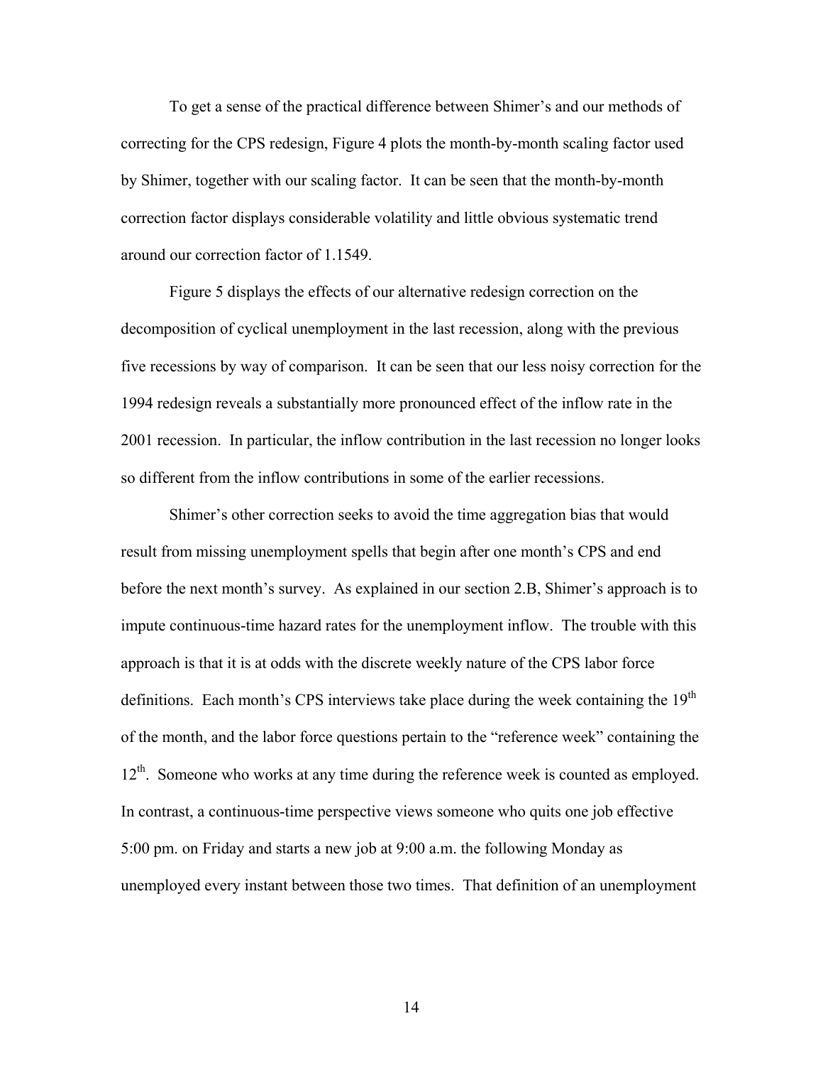To get a sense of the practical difference between Shimer's and our methods of correcting for the CPS redesign, Figure 4 plots the month-by-month scaling factor used by Shimer, together with our scaling factor. It can be seen that the month-by-month correction factor displays considerable volatility and little obvious systematic trend around our correction factor of 1.1549.

Figure 5 displays the effects of our alternative redesign correction on the decomposition of cyclical unemployment in the last recession, along with the previous five recessions by way of comparison. It can be seen that our less noisy correction for the 1994 redesign reveals a substantially more pronounced effect of the inflow rate in the 2001 recession. In particular, the inflow contribution in the last recession no longer looks so different from the inflow contributions in some of the earlier recessions.

Shimer's other correction seeks to avoid the time aggregation bias that would result from missing unemployment spells that begin after one month's CPS and end before the next month's survey. As explained in our section 2.B, Shimer's approach is to impute continuous-time hazard rates for the unemployment inflow. The trouble with this approach is that it is at odds with the discrete weekly nature of the CPS labor force definitions. Each month's CPS interviews take place during the week containing the 19th of the month, and the labor force questions pertain to the "reference week" containing the 12th. Someone who works at any time during the reference week is counted as employed. In contrast, a continuous-time perspective views someone who quits one job effective 5:00 pm. on Friday and starts a new job at 9:00 a.m. the following Monday as unemployed every instant between those two times. That definition of an unemployment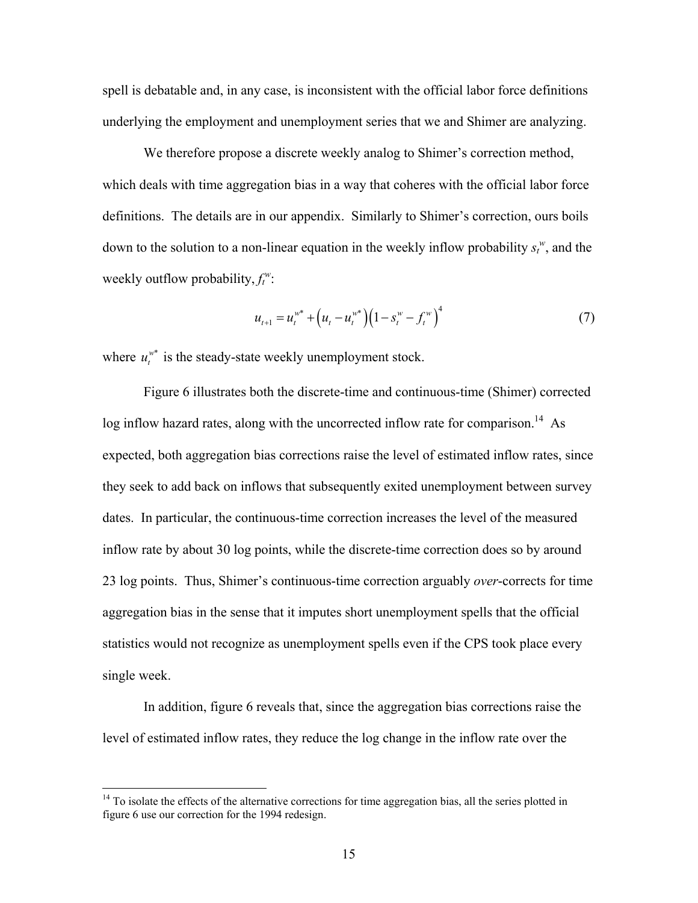spell is debatable and, in any case, is inconsistent with the official labor force definitions underlying the employment and unemployment series that we and Shimer are analyzing.

We therefore propose a discrete weekly analog to Shimer's correction method, which deals with time aggregation bias in a way that coheres with the official labor force definitions. The details are in our appendix. Similarly to Shimer's correction, ours boils down to the solution to a non-linear equation in the weekly inflow probability $s_t^w$, and the weekly outflow probability, $f_t^w$:

$$u_{t+1} = u_t^{w*} + \left(u_t - u_t^{w*}\right)\left(1 - s_t^w - f_t^w\right)^4 \tag{7}$$

where $u_t^{w*}$ is the steady-state weekly unemployment stock.

Figure 6 illustrates both the discrete-time and continuous-time (Shimer) corrected log inflow hazard rates, along with the uncorrected inflow rate for comparison.[14] As expected, both aggregation bias corrections raise the level of estimated inflow rates, since they seek to add back on inflows that subsequently exited unemployment between survey dates. In particular, the continuous-time correction increases the level of the measured inflow rate by about 30 log points, while the discrete-time correction does so by around 23 log points. Thus, Shimer's continuous-time correction arguably *over*-corrects for time aggregation bias in the sense that it imputes short unemployment spells that the official statistics would not recognize as unemployment spells even if the CPS took place every single week.

In addition, figure 6 reveals that, since the aggregation bias corrections raise the level of estimated inflow rates, they reduce the log change in the inflow rate over the

[14] To isolate the effects of the alternative corrections for time aggregation bias, all the series plotted in figure 6 use our correction for the 1994 redesign.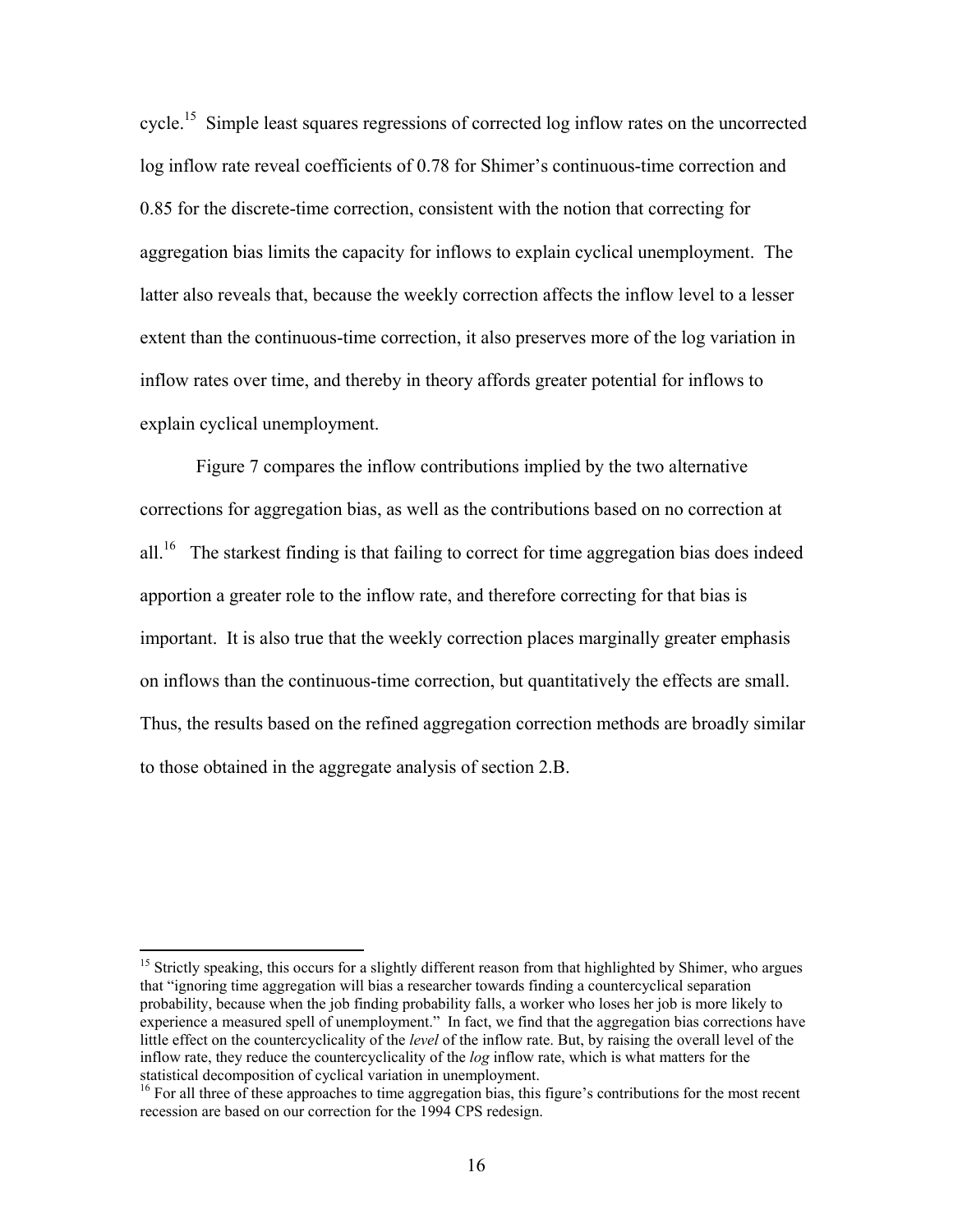cycle.[15] Simple least squares regressions of corrected log inflow rates on the uncorrected log inflow rate reveal coefficients of 0.78 for Shimer's continuous-time correction and 0.85 for the discrete-time correction, consistent with the notion that correcting for aggregation bias limits the capacity for inflows to explain cyclical unemployment. The latter also reveals that, because the weekly correction affects the inflow level to a lesser extent than the continuous-time correction, it also preserves more of the log variation in inflow rates over time, and thereby in theory affords greater potential for inflows to explain cyclical unemployment.

Figure 7 compares the inflow contributions implied by the two alternative corrections for aggregation bias, as well as the contributions based on no correction at all.[16] The starkest finding is that failing to correct for time aggregation bias does indeed apportion a greater role to the inflow rate, and therefore correcting for that bias is important. It is also true that the weekly correction places marginally greater emphasis on inflows than the continuous-time correction, but quantitatively the effects are small. Thus, the results based on the refined aggregation correction methods are broadly similar to those obtained in the aggregate analysis of section 2.B.

---

[15] Strictly speaking, this occurs for a slightly different reason from that highlighted by Shimer, who argues that "ignoring time aggregation will bias a researcher towards finding a countercyclical separation probability, because when the job finding probability falls, a worker who loses her job is more likely to experience a measured spell of unemployment." In fact, we find that the aggregation bias corrections have little effect on the countercyclicality of the *level* of the inflow rate. But, by raising the overall level of the inflow rate, they reduce the countercyclicality of the *log* inflow rate, which is what matters for the statistical decomposition of cyclical variation in unemployment.

[16] For all three of these approaches to time aggregation bias, this figure's contributions for the most recent recession are based on our correction for the 1994 CPS redesign.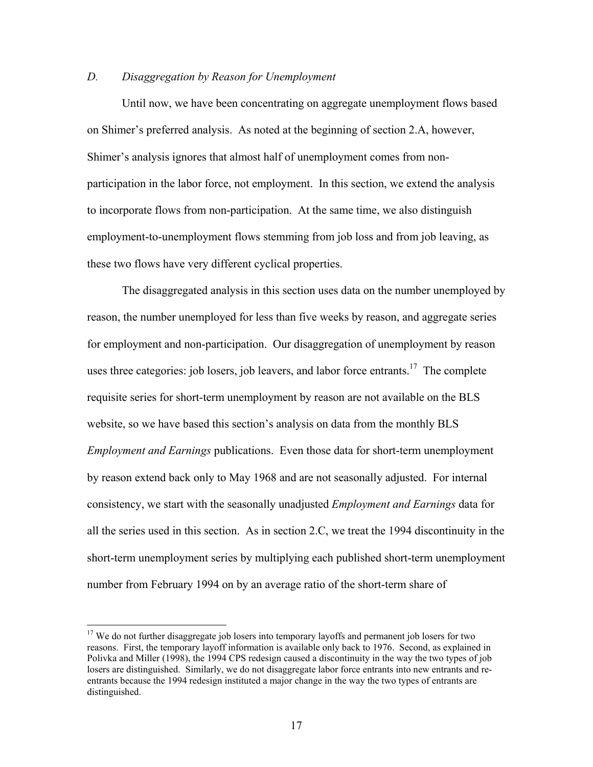### *D. Disaggregation by Reason for Unemployment*

Until now, we have been concentrating on aggregate unemployment flows based on Shimer's preferred analysis. As noted at the beginning of section 2.A, however, Shimer's analysis ignores that almost half of unemployment comes from non-participation in the labor force, not employment. In this section, we extend the analysis to incorporate flows from non-participation. At the same time, we also distinguish employment-to-unemployment flows stemming from job loss and from job leaving, as these two flows have very different cyclical properties.

The disaggregated analysis in this section uses data on the number unemployed by reason, the number unemployed for less than five weeks by reason, and aggregate series for employment and non-participation. Our disaggregation of unemployment by reason uses three categories: job losers, job leavers, and labor force entrants.[17] The complete requisite series for short-term unemployment by reason are not available on the BLS website, so we have based this section's analysis on data from the monthly BLS *Employment and Earnings* publications. Even those data for short-term unemployment by reason extend back only to May 1968 and are not seasonally adjusted. For internal consistency, we start with the seasonally unadjusted *Employment and Earnings* data for all the series used in this section. As in section 2.C, we treat the 1994 discontinuity in the short-term unemployment series by multiplying each published short-term unemployment number from February 1994 on by an average ratio of the short-term share of

[17] We do not further disaggregate job losers into temporary layoffs and permanent job losers for two reasons. First, the temporary layoff information is available only back to 1976. Second, as explained in Polivka and Miller (1998), the 1994 CPS redesign caused a discontinuity in the way the two types of job losers are distinguished. Similarly, we do not disaggregate labor force entrants into new entrants and re-entrants because the 1994 redesign instituted a major change in the way the two types of entrants are distinguished.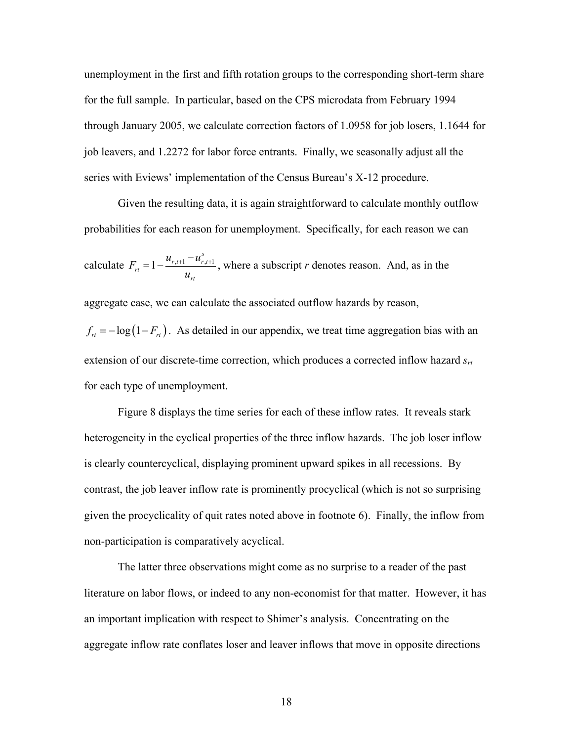unemployment in the first and fifth rotation groups to the corresponding short-term share for the full sample. In particular, based on the CPS microdata from February 1994 through January 2005, we calculate correction factors of 1.0958 for job losers, 1.1644 for job leavers, and 1.2272 for labor force entrants. Finally, we seasonally adjust all the series with Eviews' implementation of the Census Bureau's X-12 procedure.

Given the resulting data, it is again straightforward to calculate monthly outflow probabilities for each reason for unemployment. Specifically, for each reason we can calculate $F_{rt} = 1 - \frac{u_{r,t+1} - u^s_{r,t+1}}{u_{rt}}$, where a subscript $r$ denotes reason. And, as in the aggregate case, we can calculate the associated outflow hazards by reason, $f_{rt} = -\log(1 - F_{rt})$. As detailed in our appendix, we treat time aggregation bias with an extension of our discrete-time correction, which produces a corrected inflow hazard $s_{rt}$ for each type of unemployment.

Figure 8 displays the time series for each of these inflow rates. It reveals stark heterogeneity in the cyclical properties of the three inflow hazards. The job loser inflow is clearly countercyclical, displaying prominent upward spikes in all recessions. By contrast, the job leaver inflow rate is prominently procyclical (which is not so surprising given the procyclicality of quit rates noted above in footnote 6). Finally, the inflow from non-participation is comparatively acyclical.

The latter three observations might come as no surprise to a reader of the past literature on labor flows, or indeed to any non-economist for that matter. However, it has an important implication with respect to Shimer's analysis. Concentrating on the aggregate inflow rate conflates loser and leaver inflows that move in opposite directions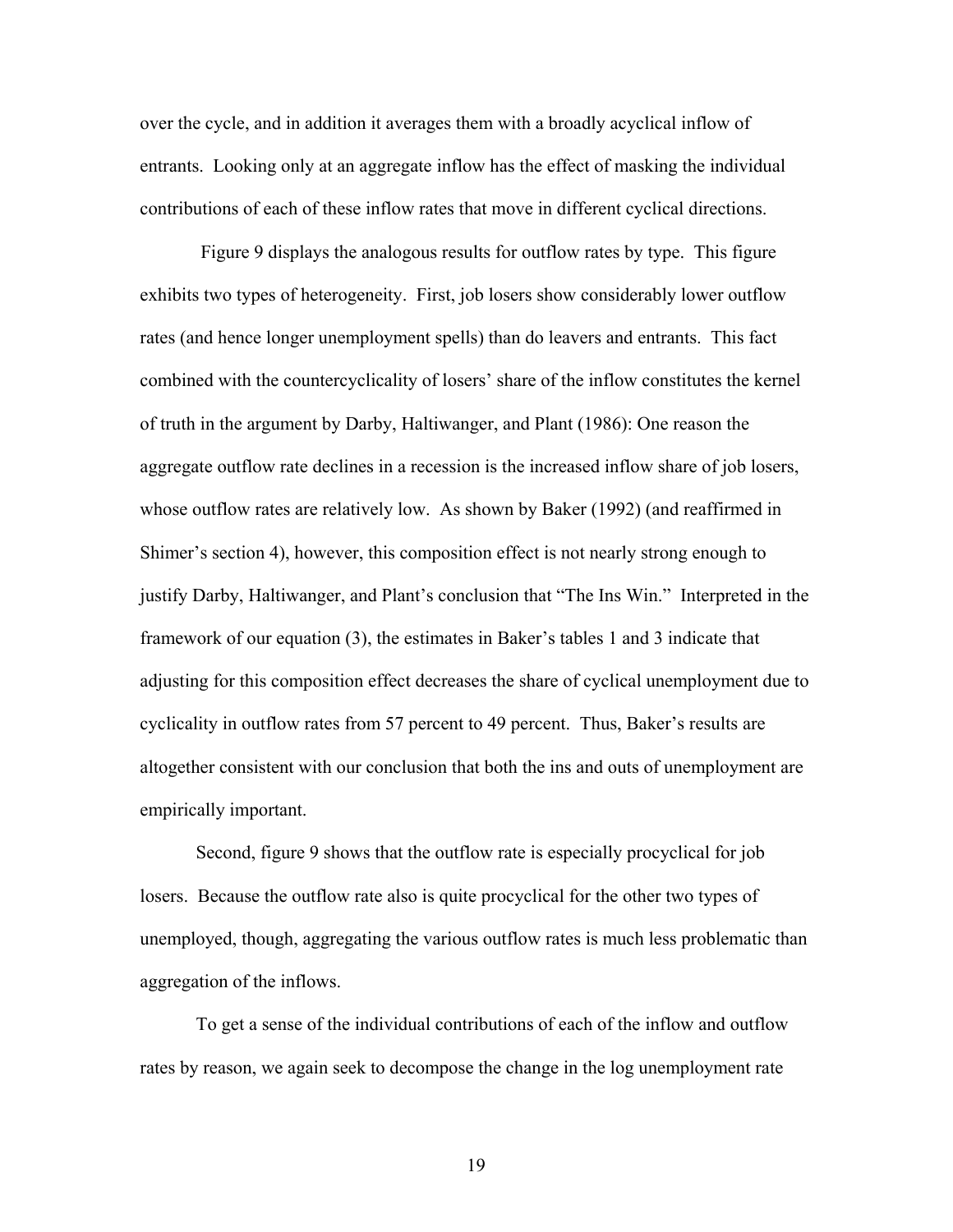over the cycle, and in addition it averages them with a broadly acyclical inflow of entrants. Looking only at an aggregate inflow has the effect of masking the individual contributions of each of these inflow rates that move in different cyclical directions.

Figure 9 displays the analogous results for outflow rates by type. This figure exhibits two types of heterogeneity. First, job losers show considerably lower outflow rates (and hence longer unemployment spells) than do leavers and entrants. This fact combined with the countercyclicality of losers' share of the inflow constitutes the kernel of truth in the argument by Darby, Haltiwanger, and Plant (1986): One reason the aggregate outflow rate declines in a recession is the increased inflow share of job losers, whose outflow rates are relatively low. As shown by Baker (1992) (and reaffirmed in Shimer's section 4), however, this composition effect is not nearly strong enough to justify Darby, Haltiwanger, and Plant's conclusion that "The Ins Win." Interpreted in the framework of our equation (3), the estimates in Baker's tables 1 and 3 indicate that adjusting for this composition effect decreases the share of cyclical unemployment due to cyclicality in outflow rates from 57 percent to 49 percent. Thus, Baker's results are altogether consistent with our conclusion that both the ins and outs of unemployment are empirically important.

Second, figure 9 shows that the outflow rate is especially procyclical for job losers. Because the outflow rate also is quite procyclical for the other two types of unemployed, though, aggregating the various outflow rates is much less problematic than aggregation of the inflows.

To get a sense of the individual contributions of each of the inflow and outflow rates by reason, we again seek to decompose the change in the log unemployment rate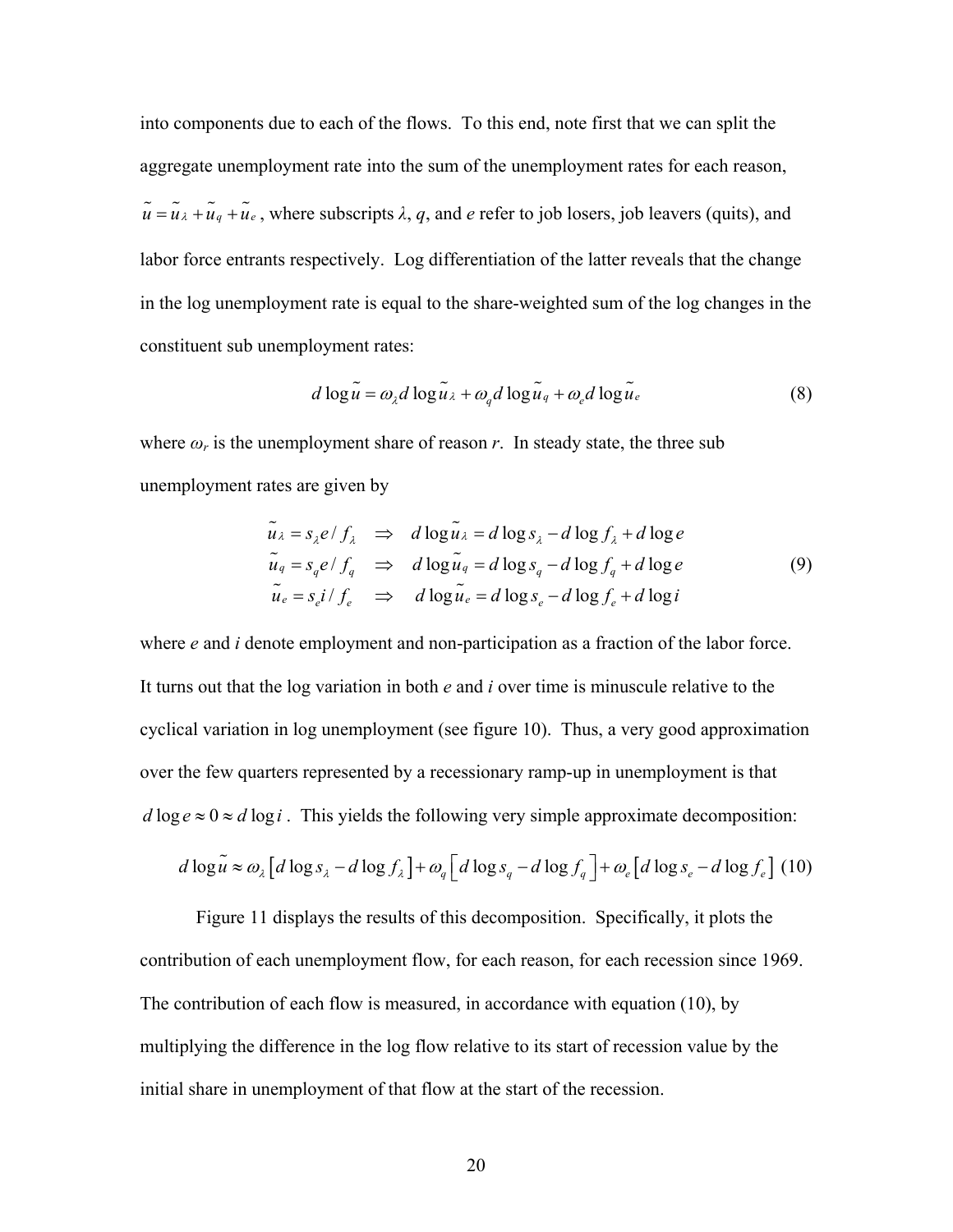into components due to each of the flows. To this end, note first that we can split the aggregate unemployment rate into the sum of the unemployment rates for each reason, $\tilde{u} = \tilde{u}_\lambda + \tilde{u}_q + \tilde{u}_e$, where subscripts $\lambda$, $q$, and $e$ refer to job losers, job leavers (quits), and labor force entrants respectively. Log differentiation of the latter reveals that the change in the log unemployment rate is equal to the share-weighted sum of the log changes in the constituent sub unemployment rates:

$$d\log\tilde{u} = \omega_\lambda d\log\tilde{u}_\lambda + \omega_q d\log\tilde{u}_q + \omega_e d\log\tilde{u}_e \tag{8}$$

where $\omega_r$ is the unemployment share of reason $r$. In steady state, the three sub unemployment rates are given by

$$\begin{aligned}
\tilde{u}_\lambda &= s_\lambda e / f_\lambda \quad \Rightarrow \quad d\log\tilde{u}_\lambda = d\log s_\lambda - d\log f_\lambda + d\log e \\
\tilde{u}_q &= s_q e / f_q \quad \Rightarrow \quad d\log\tilde{u}_q = d\log s_q - d\log f_q + d\log e \\
\tilde{u}_e &= s_e i / f_e \quad \Rightarrow \quad d\log\tilde{u}_e = d\log s_e - d\log f_e + d\log i
\end{aligned} \tag{9}$$

where $e$ and $i$ denote employment and non-participation as a fraction of the labor force. It turns out that the log variation in both $e$ and $i$ over time is minuscule relative to the cyclical variation in log unemployment (see figure 10). Thus, a very good approximation over the few quarters represented by a recessionary ramp-up in unemployment is that $d\log e \approx 0 \approx d\log i$. This yields the following very simple approximate decomposition:

$$d\log\tilde{u} \approx \omega_\lambda\left[d\log s_\lambda - d\log f_\lambda\right] + \omega_q\left[d\log s_q - d\log f_q\right] + \omega_e\left[d\log s_e - d\log f_e\right] \tag{10}$$

Figure 11 displays the results of this decomposition. Specifically, it plots the contribution of each unemployment flow, for each reason, for each recession since 1969. The contribution of each flow is measured, in accordance with equation (10), by multiplying the difference in the log flow relative to its start of recession value by the initial share in unemployment of that flow at the start of the recession.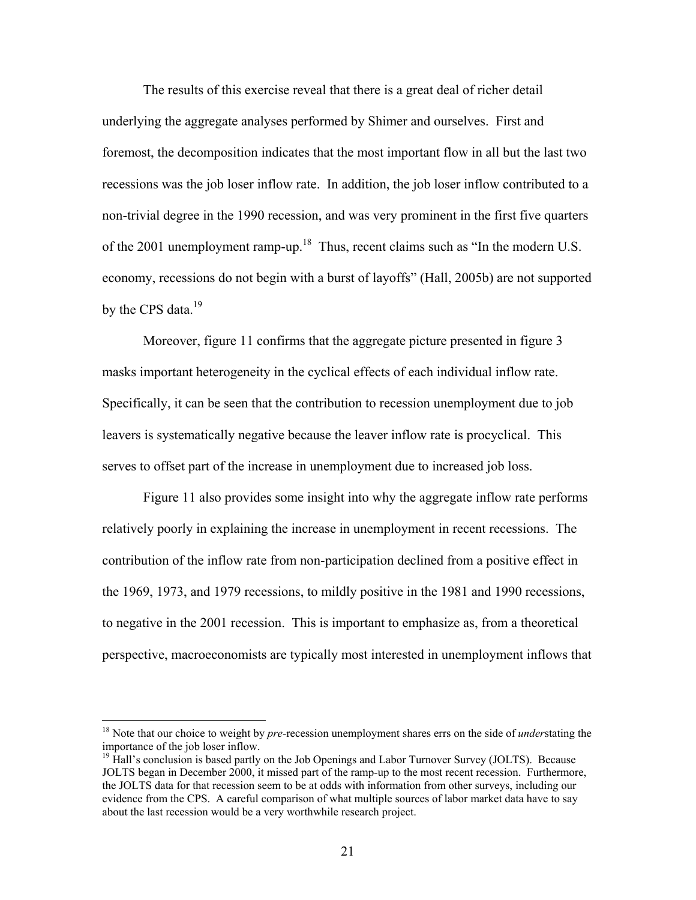The results of this exercise reveal that there is a great deal of richer detail underlying the aggregate analyses performed by Shimer and ourselves. First and foremost, the decomposition indicates that the most important flow in all but the last two recessions was the job loser inflow rate. In addition, the job loser inflow contributed to a non-trivial degree in the 1990 recession, and was very prominent in the first five quarters of the 2001 unemployment ramp-up.[18] Thus, recent claims such as "In the modern U.S. economy, recessions do not begin with a burst of layoffs" (Hall, 2005b) are not supported by the CPS data.[19]

Moreover, figure 11 confirms that the aggregate picture presented in figure 3 masks important heterogeneity in the cyclical effects of each individual inflow rate. Specifically, it can be seen that the contribution to recession unemployment due to job leavers is systematically negative because the leaver inflow rate is procyclical. This serves to offset part of the increase in unemployment due to increased job loss.

Figure 11 also provides some insight into why the aggregate inflow rate performs relatively poorly in explaining the increase in unemployment in recent recessions. The contribution of the inflow rate from non-participation declined from a positive effect in the 1969, 1973, and 1979 recessions, to mildly positive in the 1981 and 1990 recessions, to negative in the 2001 recession. This is important to emphasize as, from a theoretical perspective, macroeconomists are typically most interested in unemployment inflows that

---

[18] Note that our choice to weight by *pre*-recession unemployment shares errs on the side of *under*stating the importance of the job loser inflow.

[19] Hall's conclusion is based partly on the Job Openings and Labor Turnover Survey (JOLTS). Because JOLTS began in December 2000, it missed part of the ramp-up to the most recent recession. Furthermore, the JOLTS data for that recession seem to be at odds with information from other surveys, including our evidence from the CPS. A careful comparison of what multiple sources of labor market data have to say about the last recession would be a very worthwhile research project.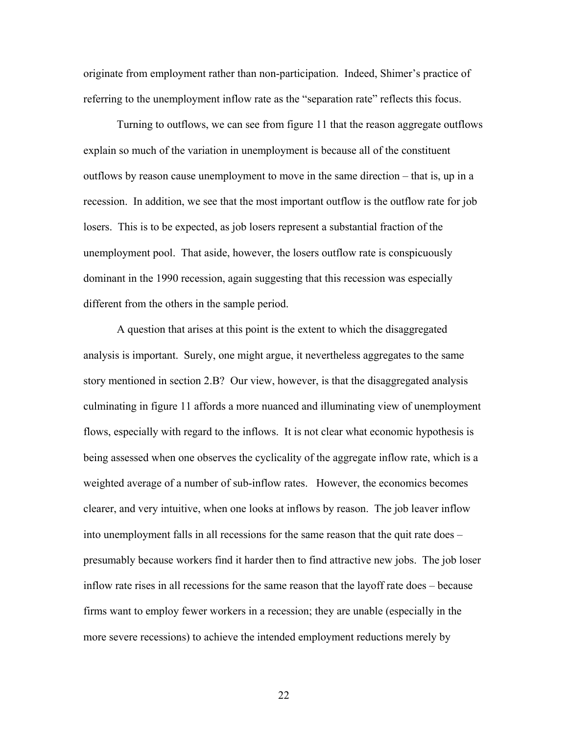originate from employment rather than non-participation. Indeed, Shimer's practice of referring to the unemployment inflow rate as the "separation rate" reflects this focus.

Turning to outflows, we can see from figure 11 that the reason aggregate outflows explain so much of the variation in unemployment is because all of the constituent outflows by reason cause unemployment to move in the same direction – that is, up in a recession. In addition, we see that the most important outflow is the outflow rate for job losers. This is to be expected, as job losers represent a substantial fraction of the unemployment pool. That aside, however, the losers outflow rate is conspicuously dominant in the 1990 recession, again suggesting that this recession was especially different from the others in the sample period.

A question that arises at this point is the extent to which the disaggregated analysis is important. Surely, one might argue, it nevertheless aggregates to the same story mentioned in section 2.B? Our view, however, is that the disaggregated analysis culminating in figure 11 affords a more nuanced and illuminating view of unemployment flows, especially with regard to the inflows. It is not clear what economic hypothesis is being assessed when one observes the cyclicality of the aggregate inflow rate, which is a weighted average of a number of sub-inflow rates. However, the economics becomes clearer, and very intuitive, when one looks at inflows by reason. The job leaver inflow into unemployment falls in all recessions for the same reason that the quit rate does – presumably because workers find it harder then to find attractive new jobs. The job loser inflow rate rises in all recessions for the same reason that the layoff rate does – because firms want to employ fewer workers in a recession; they are unable (especially in the more severe recessions) to achieve the intended employment reductions merely by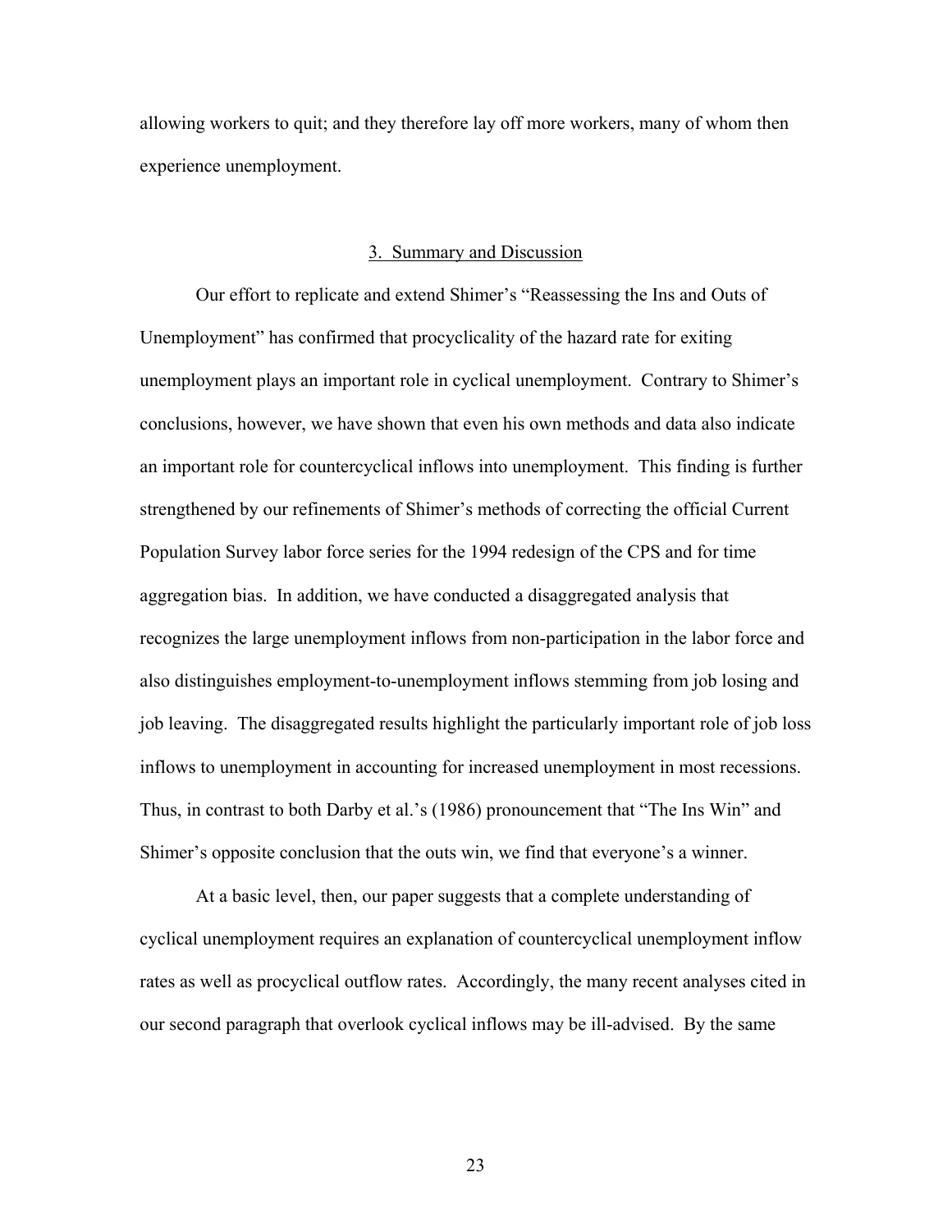allowing workers to quit; and they therefore lay off more workers, many of whom then experience unemployment.

## 3. Summary and Discussion

Our effort to replicate and extend Shimer's "Reassessing the Ins and Outs of Unemployment" has confirmed that procyclicality of the hazard rate for exiting unemployment plays an important role in cyclical unemployment. Contrary to Shimer's conclusions, however, we have shown that even his own methods and data also indicate an important role for countercyclical inflows into unemployment. This finding is further strengthened by our refinements of Shimer's methods of correcting the official Current Population Survey labor force series for the 1994 redesign of the CPS and for time aggregation bias. In addition, we have conducted a disaggregated analysis that recognizes the large unemployment inflows from non-participation in the labor force and also distinguishes employment-to-unemployment inflows stemming from job losing and job leaving. The disaggregated results highlight the particularly important role of job loss inflows to unemployment in accounting for increased unemployment in most recessions. Thus, in contrast to both Darby et al.'s (1986) pronouncement that "The Ins Win" and Shimer's opposite conclusion that the outs win, we find that everyone's a winner.

At a basic level, then, our paper suggests that a complete understanding of cyclical unemployment requires an explanation of countercyclical unemployment inflow rates as well as procyclical outflow rates. Accordingly, the many recent analyses cited in our second paragraph that overlook cyclical inflows may be ill-advised. By the same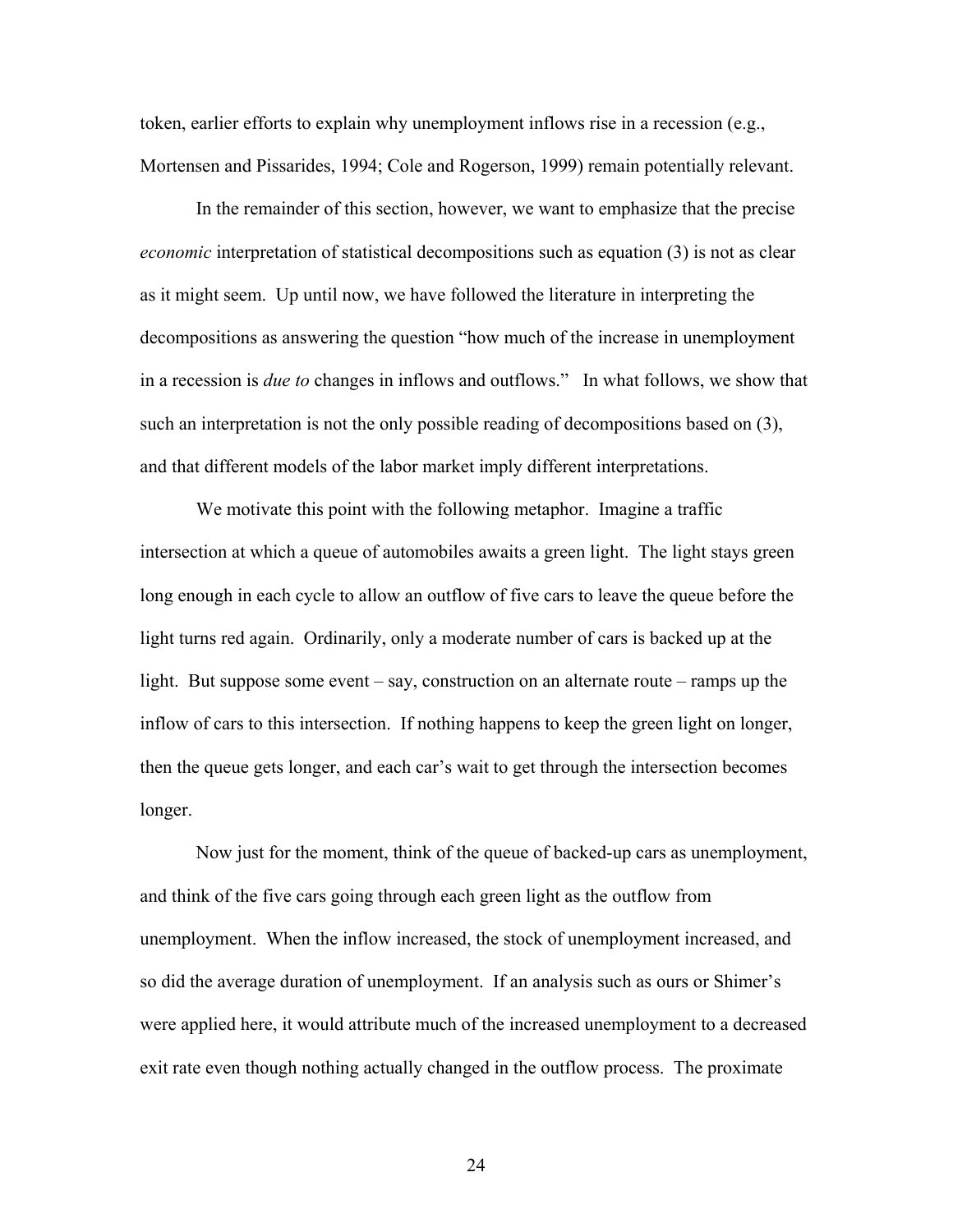token, earlier efforts to explain why unemployment inflows rise in a recession (e.g., Mortensen and Pissarides, 1994; Cole and Rogerson, 1999) remain potentially relevant.

In the remainder of this section, however, we want to emphasize that the precise *economic* interpretation of statistical decompositions such as equation (3) is not as clear as it might seem. Up until now, we have followed the literature in interpreting the decompositions as answering the question "how much of the increase in unemployment in a recession is *due to* changes in inflows and outflows." In what follows, we show that such an interpretation is not the only possible reading of decompositions based on (3), and that different models of the labor market imply different interpretations.

We motivate this point with the following metaphor. Imagine a traffic intersection at which a queue of automobiles awaits a green light. The light stays green long enough in each cycle to allow an outflow of five cars to leave the queue before the light turns red again. Ordinarily, only a moderate number of cars is backed up at the light. But suppose some event – say, construction on an alternate route – ramps up the inflow of cars to this intersection. If nothing happens to keep the green light on longer, then the queue gets longer, and each car's wait to get through the intersection becomes longer.

Now just for the moment, think of the queue of backed-up cars as unemployment, and think of the five cars going through each green light as the outflow from unemployment. When the inflow increased, the stock of unemployment increased, and so did the average duration of unemployment. If an analysis such as ours or Shimer's were applied here, it would attribute much of the increased unemployment to a decreased exit rate even though nothing actually changed in the outflow process. The proximate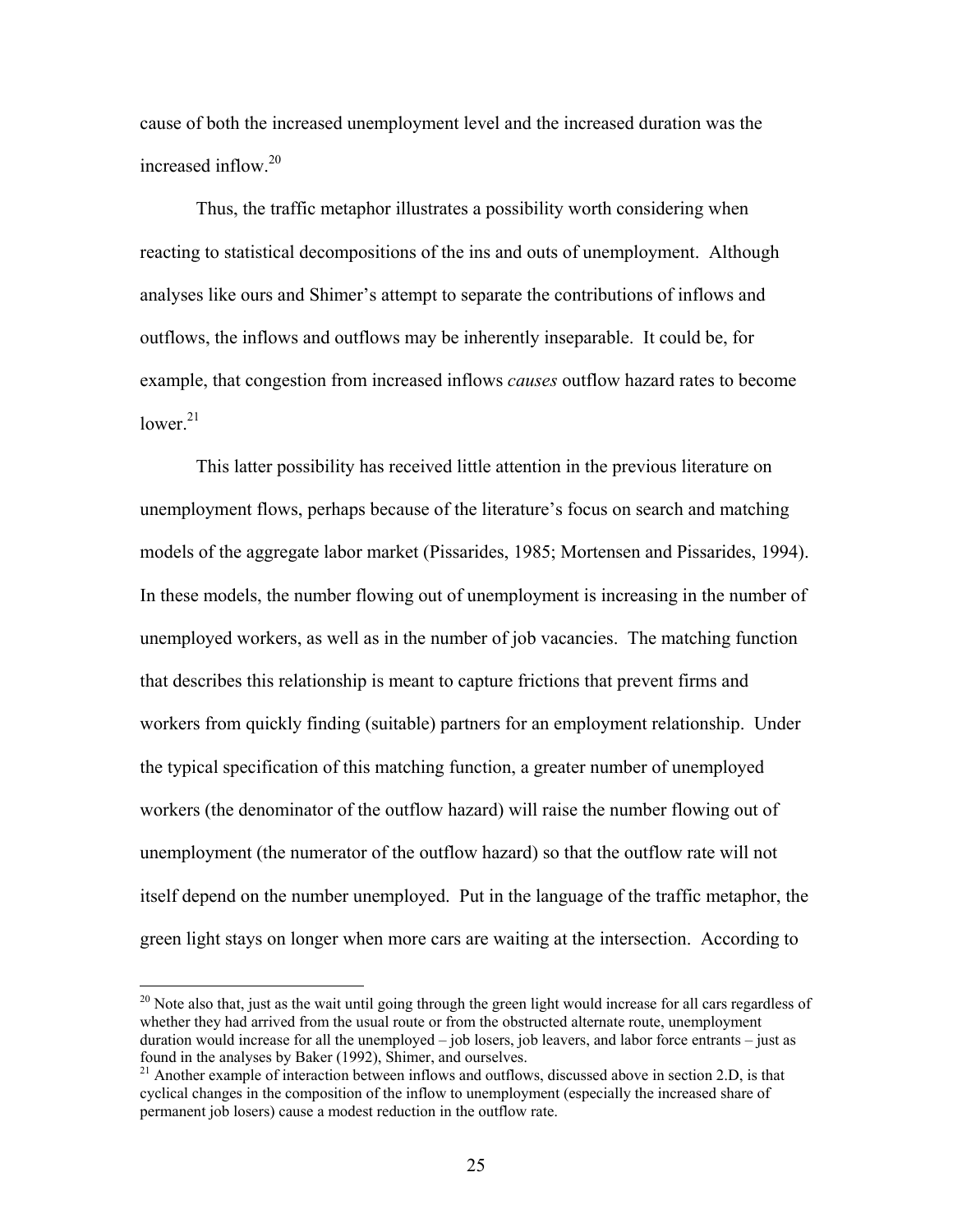cause of both the increased unemployment level and the increased duration was the increased inflow.[20]

Thus, the traffic metaphor illustrates a possibility worth considering when reacting to statistical decompositions of the ins and outs of unemployment. Although analyses like ours and Shimer's attempt to separate the contributions of inflows and outflows, the inflows and outflows may be inherently inseparable. It could be, for example, that congestion from increased inflows *causes* outflow hazard rates to become lower.[21]

This latter possibility has received little attention in the previous literature on unemployment flows, perhaps because of the literature's focus on search and matching models of the aggregate labor market (Pissarides, 1985; Mortensen and Pissarides, 1994). In these models, the number flowing out of unemployment is increasing in the number of unemployed workers, as well as in the number of job vacancies. The matching function that describes this relationship is meant to capture frictions that prevent firms and workers from quickly finding (suitable) partners for an employment relationship. Under the typical specification of this matching function, a greater number of unemployed workers (the denominator of the outflow hazard) will raise the number flowing out of unemployment (the numerator of the outflow hazard) so that the outflow rate will not itself depend on the number unemployed. Put in the language of the traffic metaphor, the green light stays on longer when more cars are waiting at the intersection. According to

[20] Note also that, just as the wait until going through the green light would increase for all cars regardless of whether they had arrived from the usual route or from the obstructed alternate route, unemployment duration would increase for all the unemployed – job losers, job leavers, and labor force entrants – just as found in the analyses by Baker (1992), Shimer, and ourselves.

[21] Another example of interaction between inflows and outflows, discussed above in section 2.D, is that cyclical changes in the composition of the inflow to unemployment (especially the increased share of permanent job losers) cause a modest reduction in the outflow rate.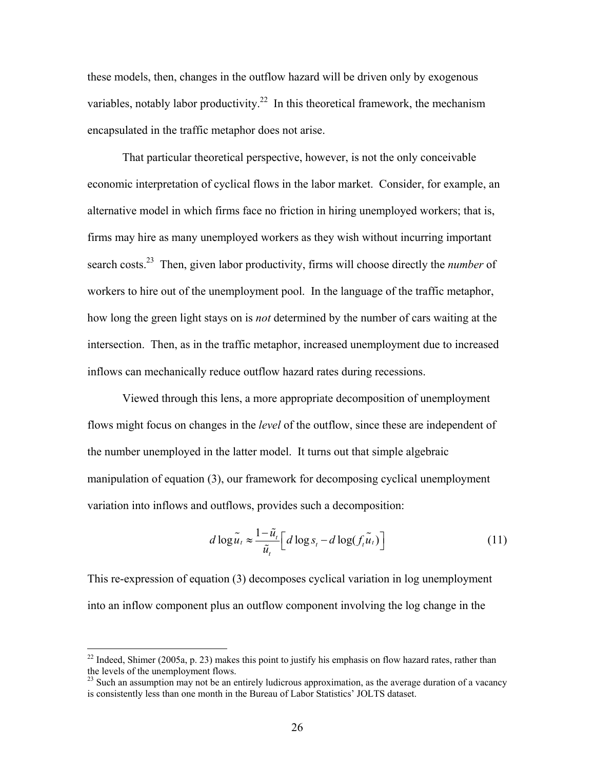these models, then, changes in the outflow hazard will be driven only by exogenous variables, notably labor productivity.[22] In this theoretical framework, the mechanism encapsulated in the traffic metaphor does not arise.

That particular theoretical perspective, however, is not the only conceivable economic interpretation of cyclical flows in the labor market. Consider, for example, an alternative model in which firms face no friction in hiring unemployed workers; that is, firms may hire as many unemployed workers as they wish without incurring important search costs.[23] Then, given labor productivity, firms will choose directly the *number* of workers to hire out of the unemployment pool. In the language of the traffic metaphor, how long the green light stays on is *not* determined by the number of cars waiting at the intersection. Then, as in the traffic metaphor, increased unemployment due to increased inflows can mechanically reduce outflow hazard rates during recessions.

Viewed through this lens, a more appropriate decomposition of unemployment flows might focus on changes in the *level* of the outflow, since these are independent of the number unemployed in the latter model. It turns out that simple algebraic manipulation of equation (3), our framework for decomposing cyclical unemployment variation into inflows and outflows, provides such a decomposition:

$$d\log\tilde{u}_t \approx \frac{1-\tilde{u}_t}{\tilde{u}_t}\Big[\, d\log s_t - d\log(f_t\tilde{u}_t)\Big] \tag{11}$$

This re-expression of equation (3) decomposes cyclical variation in log unemployment into an inflow component plus an outflow component involving the log change in the

[22] Indeed, Shimer (2005a, p. 23) makes this point to justify his emphasis on flow hazard rates, rather than the levels of the unemployment flows.

[23] Such an assumption may not be an entirely ludicrous approximation, as the average duration of a vacancy is consistently less than one month in the Bureau of Labor Statistics' JOLTS dataset.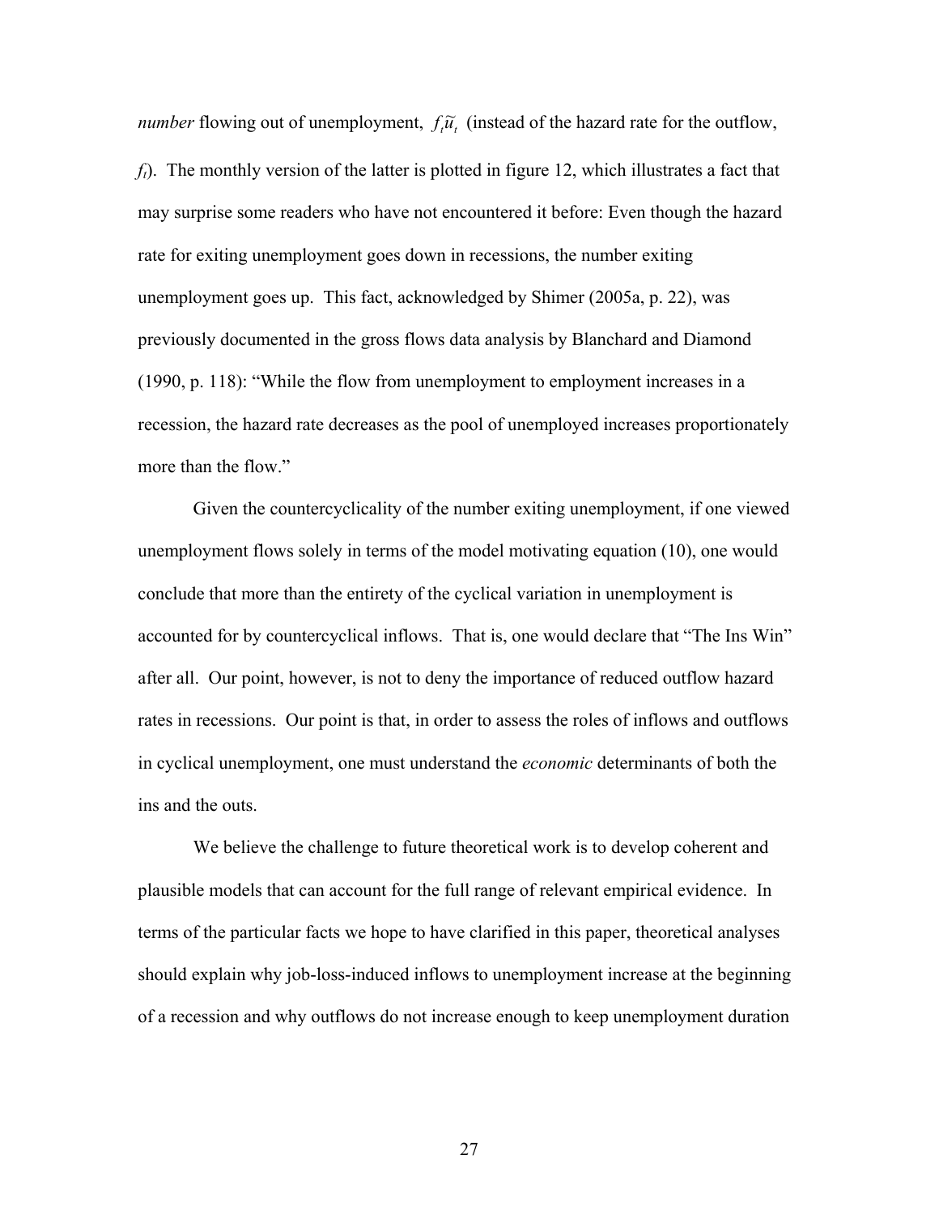*number* flowing out of unemployment, $f_t\widetilde{u}_t$ (instead of the hazard rate for the outflow, $f_t$). The monthly version of the latter is plotted in figure 12, which illustrates a fact that may surprise some readers who have not encountered it before: Even though the hazard rate for exiting unemployment goes down in recessions, the number exiting unemployment goes up. This fact, acknowledged by Shimer (2005a, p. 22), was previously documented in the gross flows data analysis by Blanchard and Diamond (1990, p. 118): "While the flow from unemployment to employment increases in a recession, the hazard rate decreases as the pool of unemployed increases proportionately more than the flow."

Given the countercyclicality of the number exiting unemployment, if one viewed unemployment flows solely in terms of the model motivating equation (10), one would conclude that more than the entirety of the cyclical variation in unemployment is accounted for by countercyclical inflows. That is, one would declare that "The Ins Win" after all. Our point, however, is not to deny the importance of reduced outflow hazard rates in recessions. Our point is that, in order to assess the roles of inflows and outflows in cyclical unemployment, one must understand the *economic* determinants of both the ins and the outs.

We believe the challenge to future theoretical work is to develop coherent and plausible models that can account for the full range of relevant empirical evidence. In terms of the particular facts we hope to have clarified in this paper, theoretical analyses should explain why job-loss-induced inflows to unemployment increase at the beginning of a recession and why outflows do not increase enough to keep unemployment duration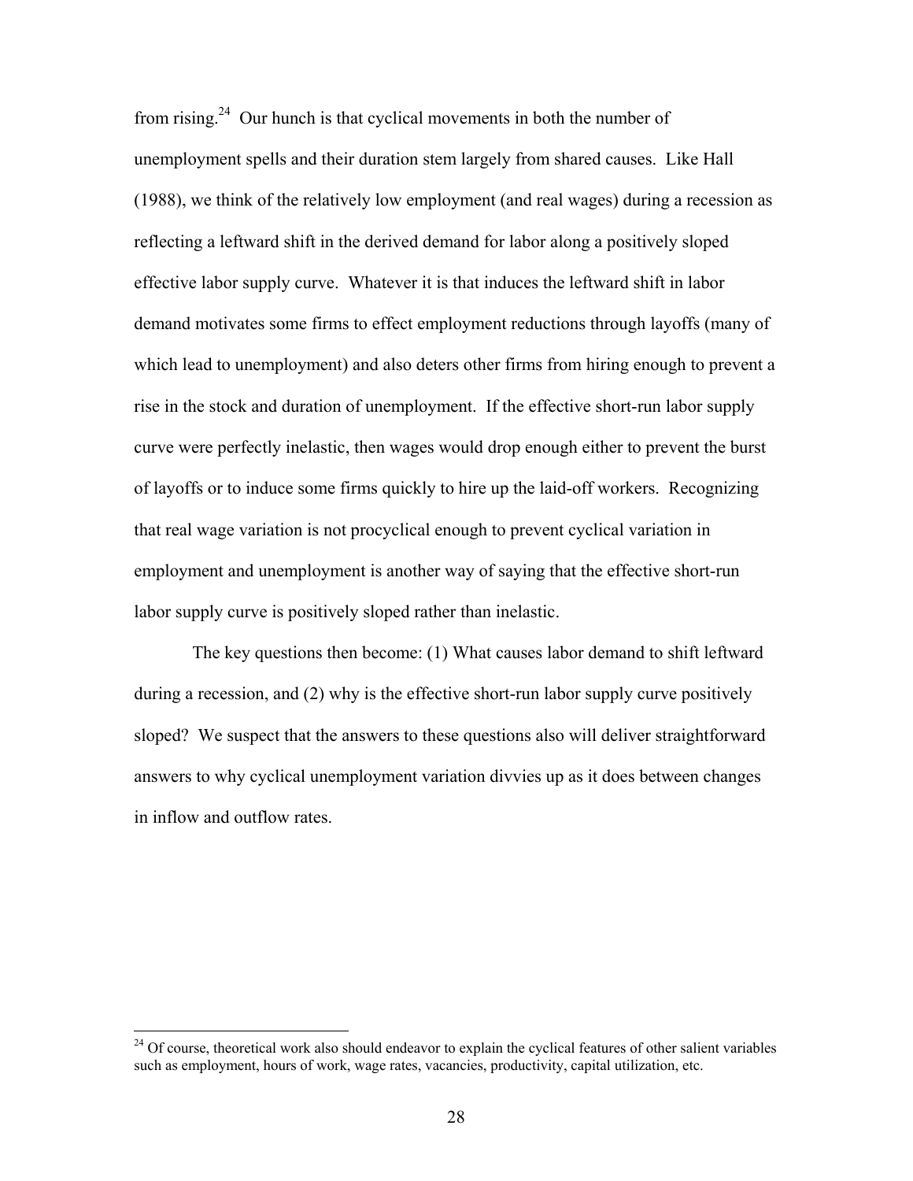from rising.[24] Our hunch is that cyclical movements in both the number of unemployment spells and their duration stem largely from shared causes. Like Hall (1988), we think of the relatively low employment (and real wages) during a recession as reflecting a leftward shift in the derived demand for labor along a positively sloped effective labor supply curve. Whatever it is that induces the leftward shift in labor demand motivates some firms to effect employment reductions through layoffs (many of which lead to unemployment) and also deters other firms from hiring enough to prevent a rise in the stock and duration of unemployment. If the effective short-run labor supply curve were perfectly inelastic, then wages would drop enough either to prevent the burst of layoffs or to induce some firms quickly to hire up the laid-off workers. Recognizing that real wage variation is not procyclical enough to prevent cyclical variation in employment and unemployment is another way of saying that the effective short-run labor supply curve is positively sloped rather than inelastic.

The key questions then become: (1) What causes labor demand to shift leftward during a recession, and (2) why is the effective short-run labor supply curve positively sloped? We suspect that the answers to these questions also will deliver straightforward answers to why cyclical unemployment variation divvies up as it does between changes in inflow and outflow rates.

[24] Of course, theoretical work also should endeavor to explain the cyclical features of other salient variables such as employment, hours of work, wage rates, vacancies, productivity, capital utilization, etc.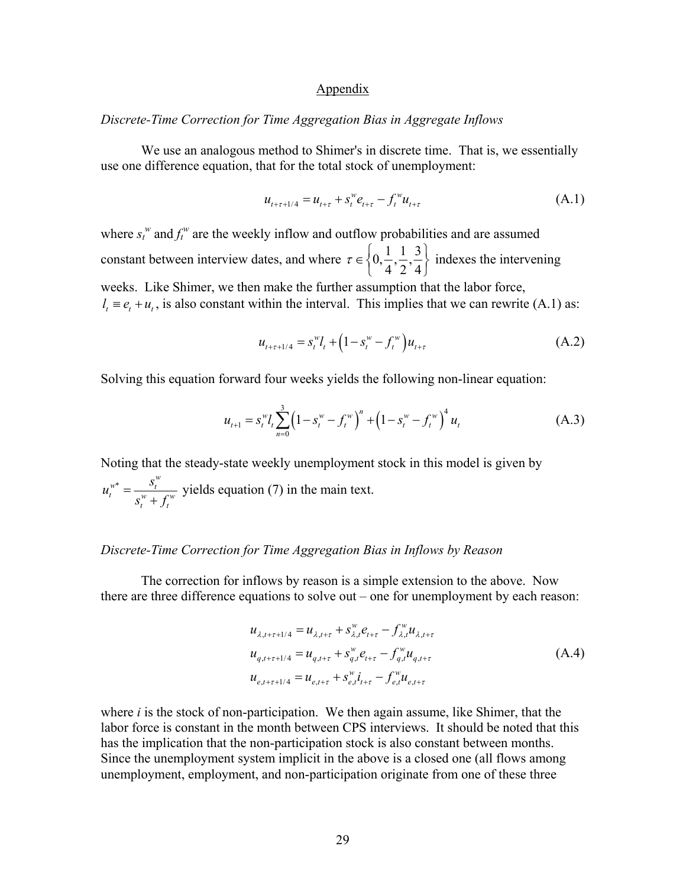## Appendix

*Discrete-Time Correction for Time Aggregation Bias in Aggregate Inflows*

We use an analogous method to Shimer's in discrete time. That is, we essentially use one difference equation, that for the total stock of unemployment:

$$u_{t+\tau+1/4} = u_{t+\tau} + s_t^w e_{t+\tau} - f_t^w u_{t+\tau} \tag{A.1}$$

where $s_t^w$ and $f_t^w$ are the weekly inflow and outflow probabilities and are assumed constant between interview dates, and where $\tau \in \left\{0, \frac{1}{4}, \frac{1}{2}, \frac{3}{4}\right\}$ indexes the intervening weeks. Like Shimer, we then make the further assumption that the labor force, $l_t \equiv e_t + u_t$, is also constant within the interval. This implies that we can rewrite (A.1) as:

$$u_{t+\tau+1/4} = s_t^w l_t + \left(1 - s_t^w - f_t^w\right) u_{t+\tau} \tag{A.2}$$

Solving this equation forward four weeks yields the following non-linear equation:

$$u_{t+1} = s_t^w l_t \sum_{n=0}^{3} \left(1 - s_t^w - f_t^w\right)^n + \left(1 - s_t^w - f_t^w\right)^4 u_t \tag{A.3}$$

Noting that the steady-state weekly unemployment stock in this model is given by $u_t^{w*} = \frac{s_t^w}{s_t^w + f_t^w}$ yields equation (7) in the main text.

*Discrete-Time Correction for Time Aggregation Bias in Inflows by Reason*

The correction for inflows by reason is a simple extension to the above. Now there are three difference equations to solve out – one for unemployment by each reason:

$$\begin{aligned} u_{\lambda,t+\tau+1/4} &= u_{\lambda,t+\tau} + s_{\lambda,t}^w e_{t+\tau} - f_{\lambda,t}^w u_{\lambda,t+\tau} \\ u_{q,t+\tau+1/4} &= u_{q,t+\tau} + s_{q,t}^w e_{t+\tau} - f_{q,t}^w u_{q,t+\tau} \\ u_{e,t+\tau+1/4} &= u_{e,t+\tau} + s_{e,t}^w i_{t+\tau} - f_{e,t}^w u_{e,t+\tau} \end{aligned} \tag{A.4}$$

where $i$ is the stock of non-participation. We then again assume, like Shimer, that the labor force is constant in the month between CPS interviews. It should be noted that this has the implication that the non-participation stock is also constant between months. Since the unemployment system implicit in the above is a closed one (all flows among unemployment, employment, and non-participation originate from one of these three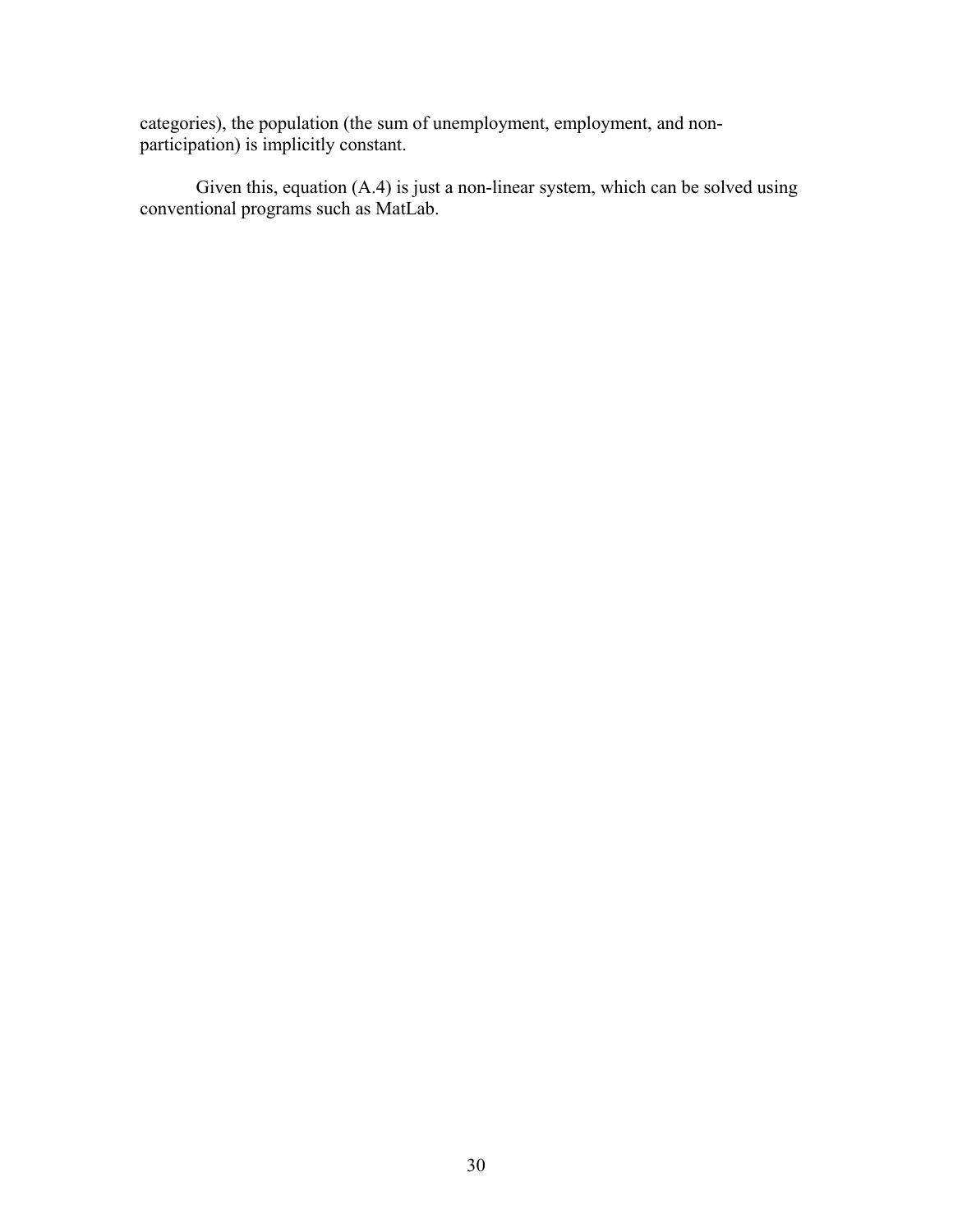categories), the population (the sum of unemployment, employment, and non-participation) is implicitly constant.

Given this, equation (A.4) is just a non-linear system, which can be solved using conventional programs such as MatLab.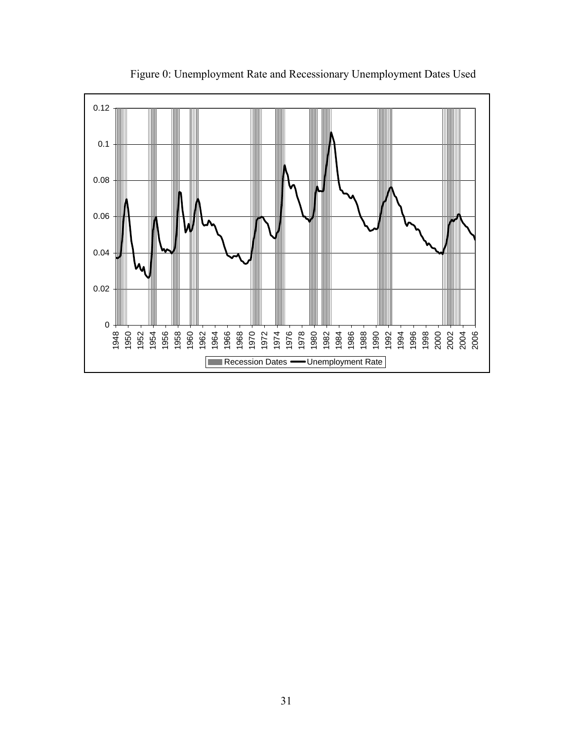Figure 0: Unemployment Rate and Recessionary Unemployment Dates Used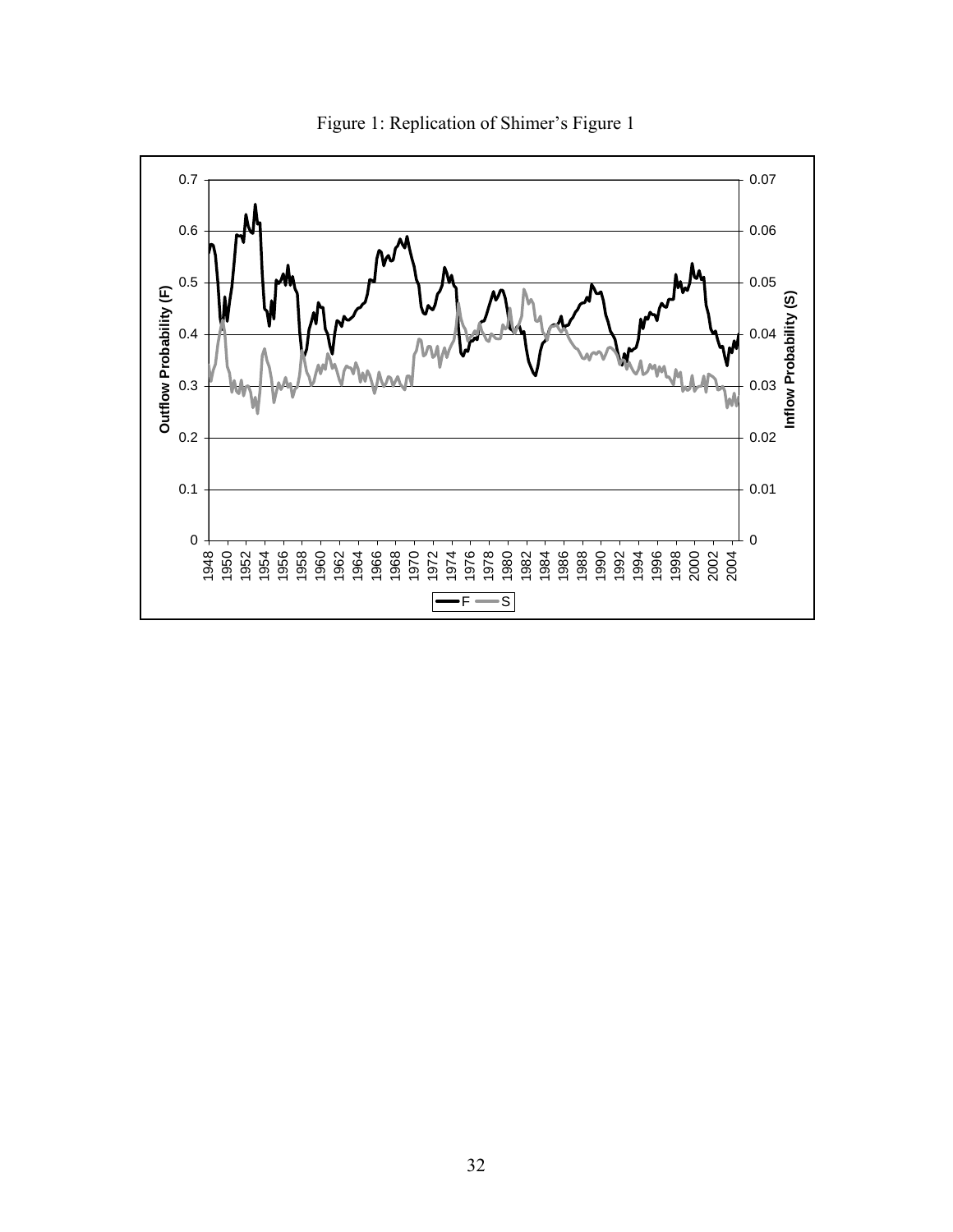Figure 1: Replication of Shimer's Figure 1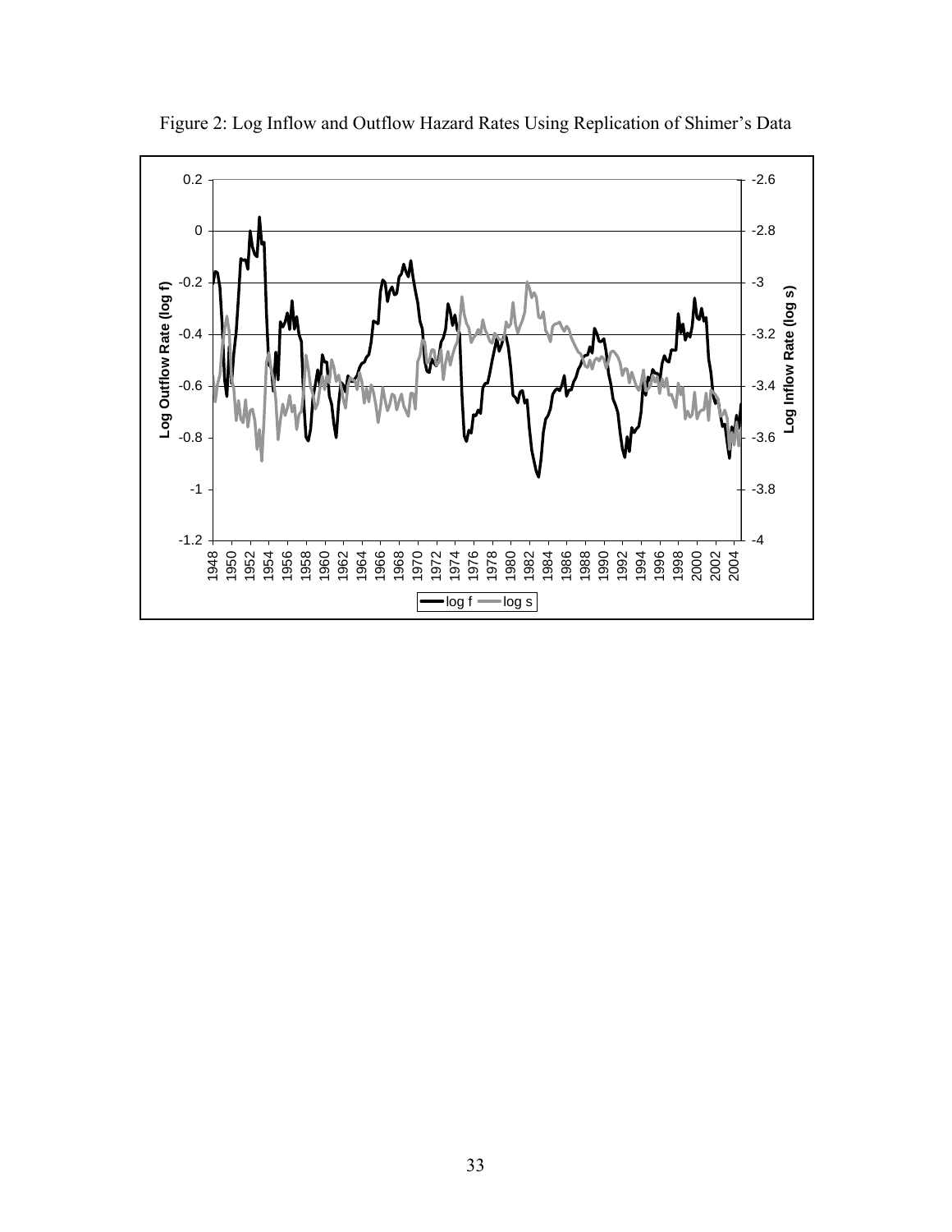Figure 2: Log Inflow and Outflow Hazard Rates Using Replication of Shimer's Data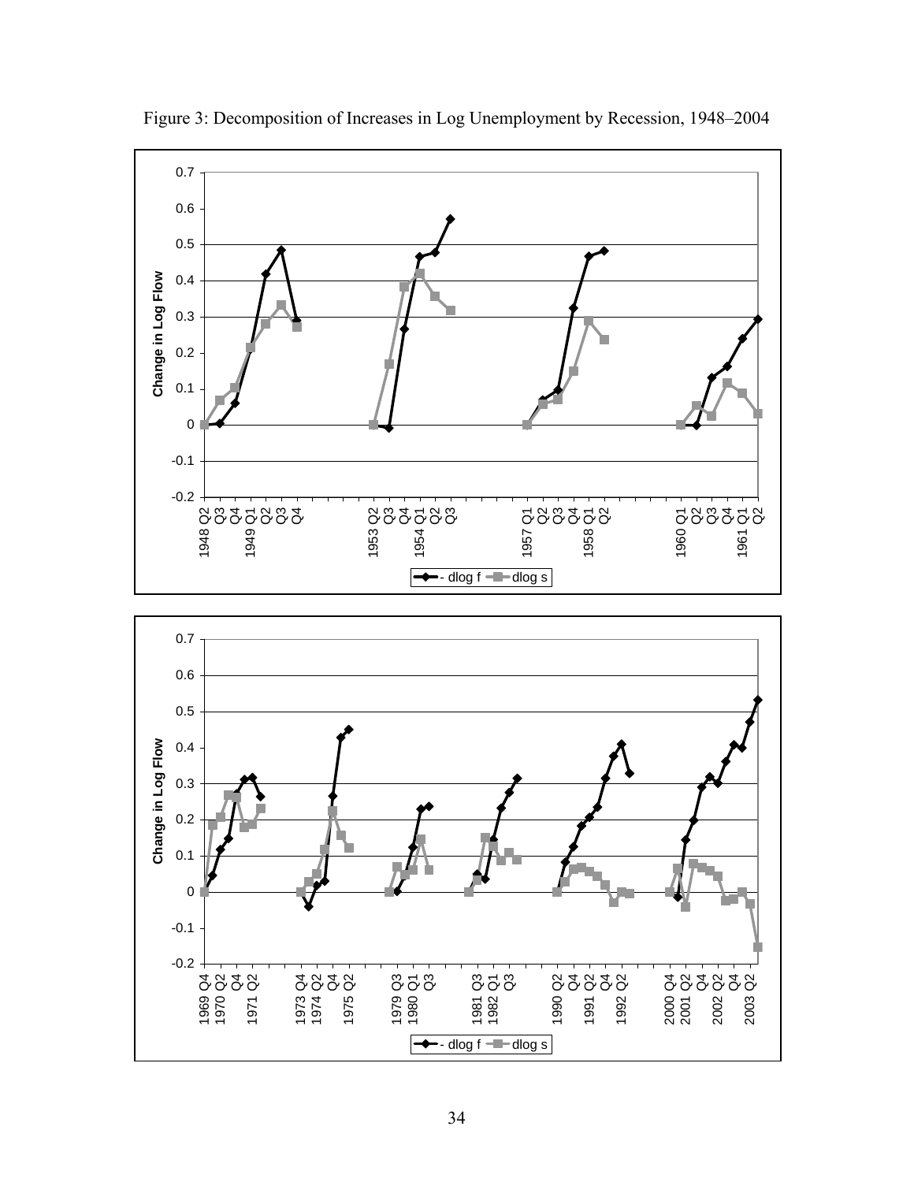Figure 3: Decomposition of Increases in Log Unemployment by Recession, 1948–2004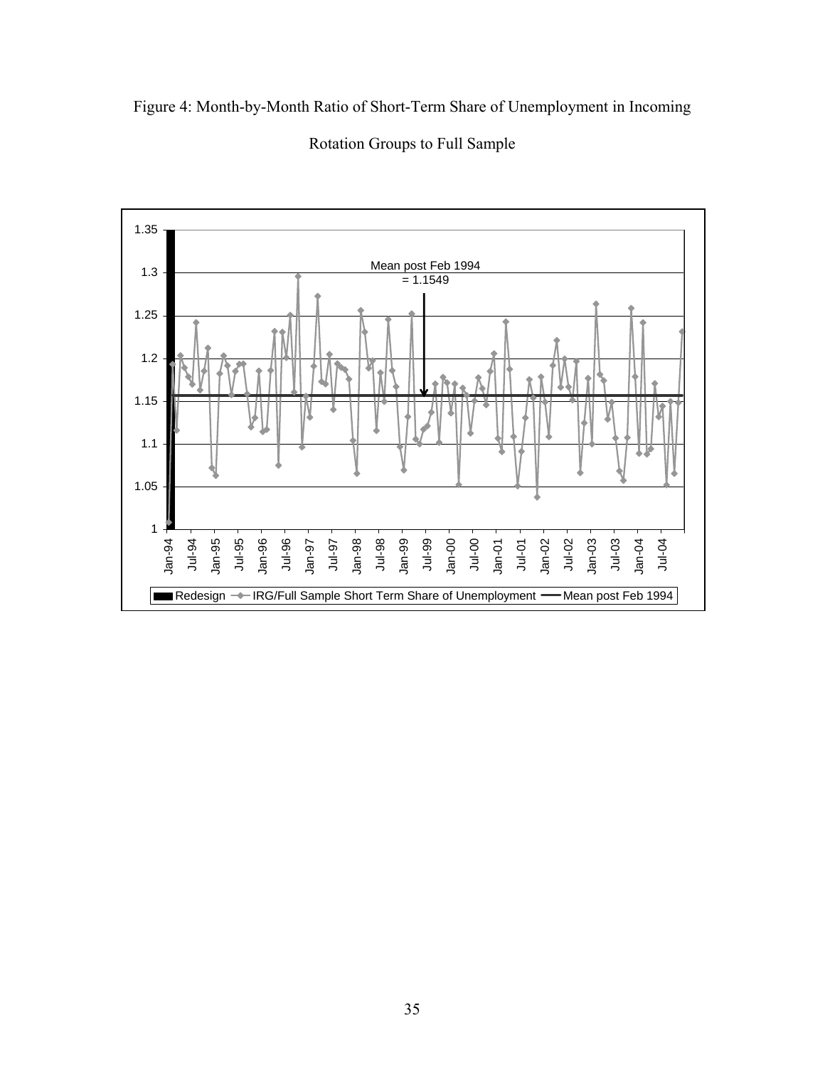Figure 4: Month-by-Month Ratio of Short-Term Share of Unemployment in Incoming Rotation Groups to Full Sample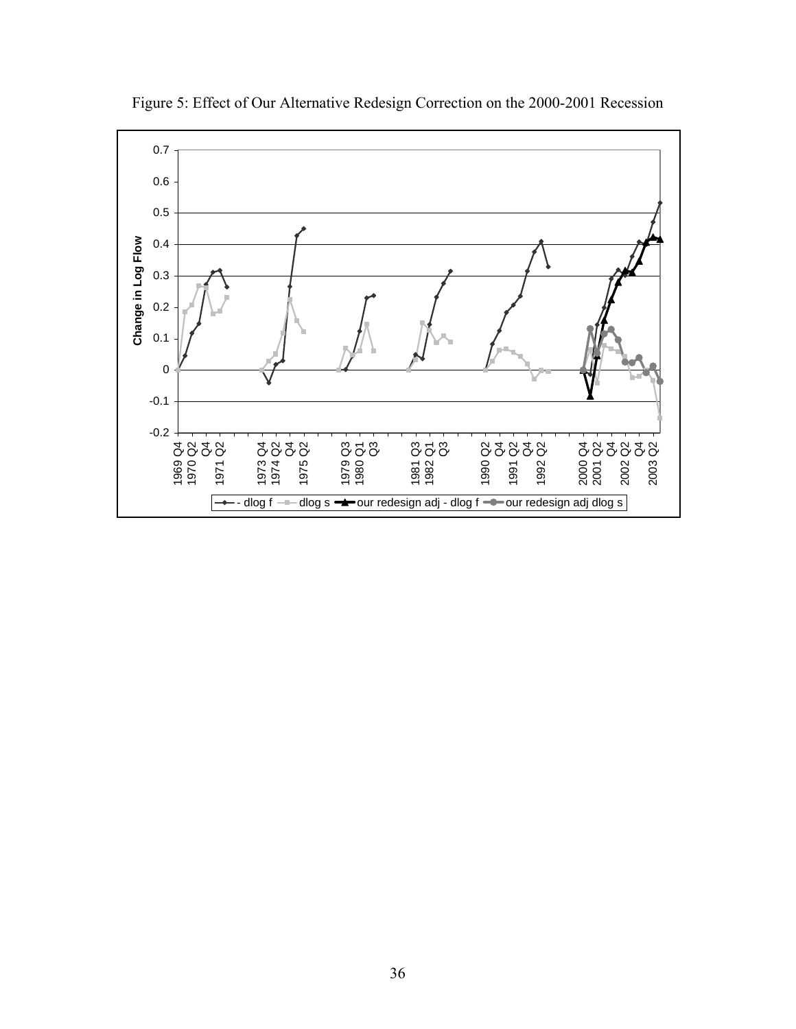Figure 5: Effect of Our Alternative Redesign Correction on the 2000-2001 Recession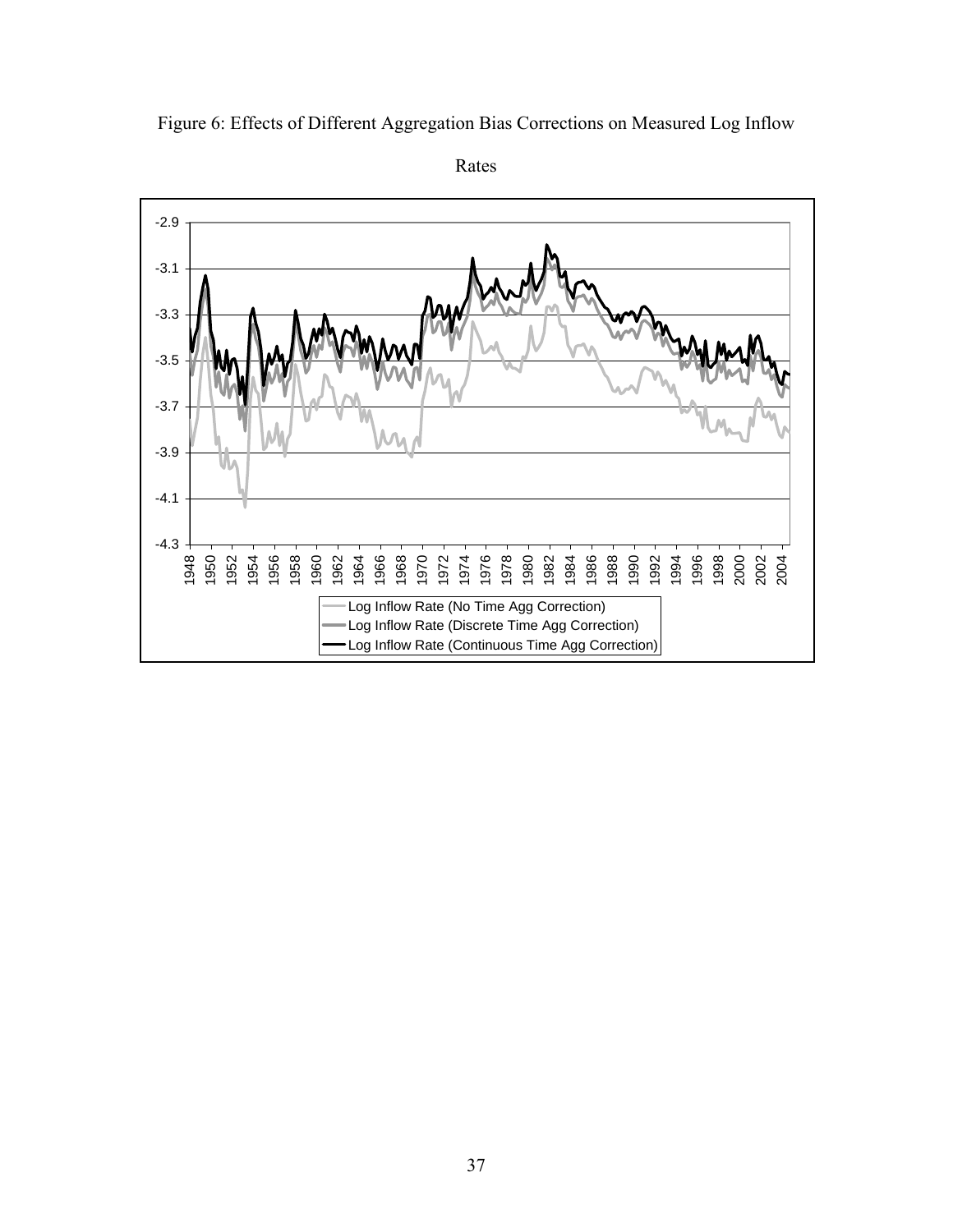Figure 6: Effects of Different Aggregation Bias Corrections on Measured Log Inflow Rates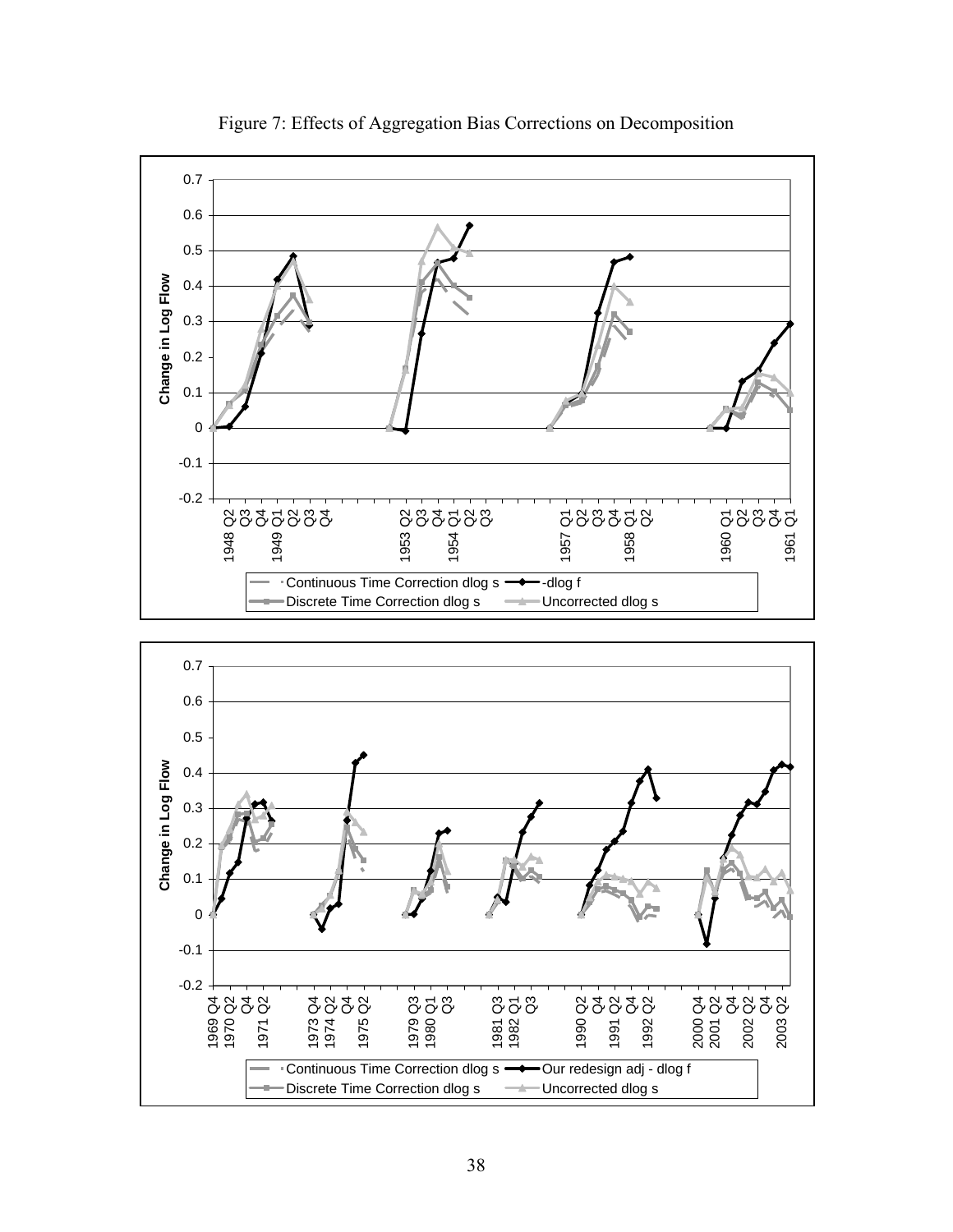Figure 7: Effects of Aggregation Bias Corrections on Decomposition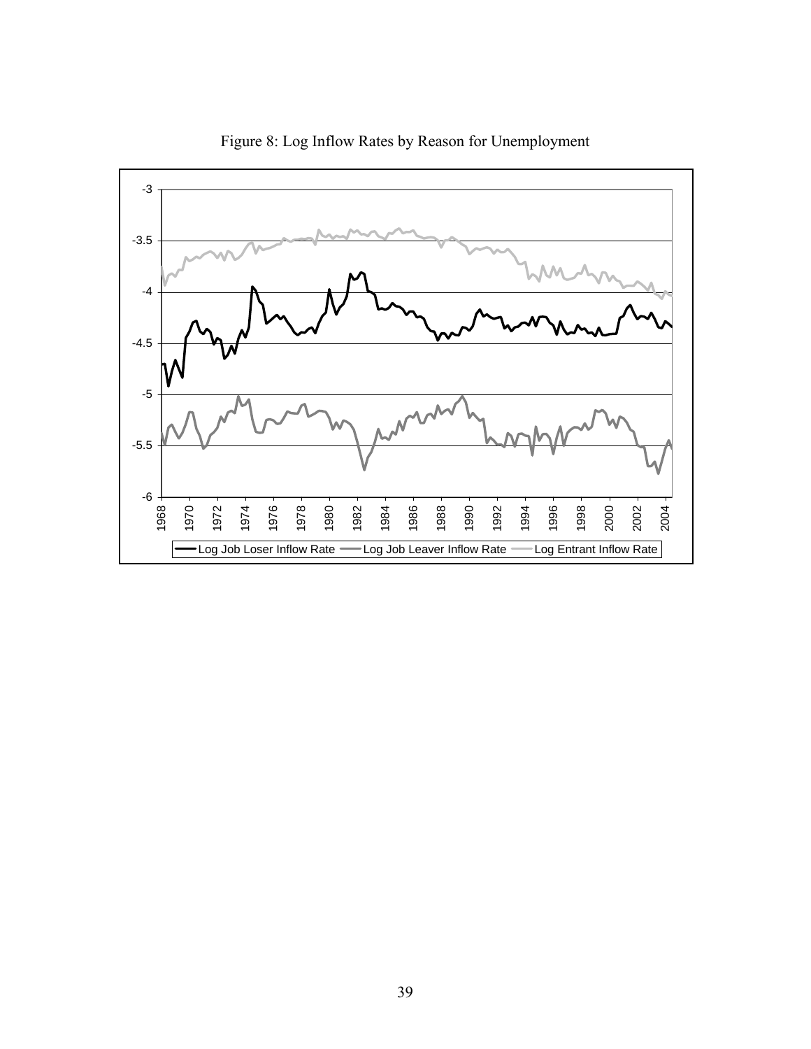Figure 8: Log Inflow Rates by Reason for Unemployment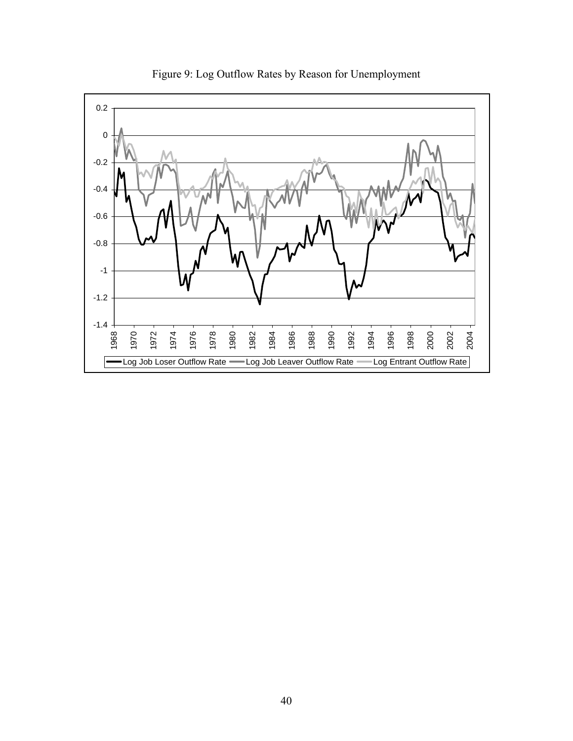Figure 9: Log Outflow Rates by Reason for Unemployment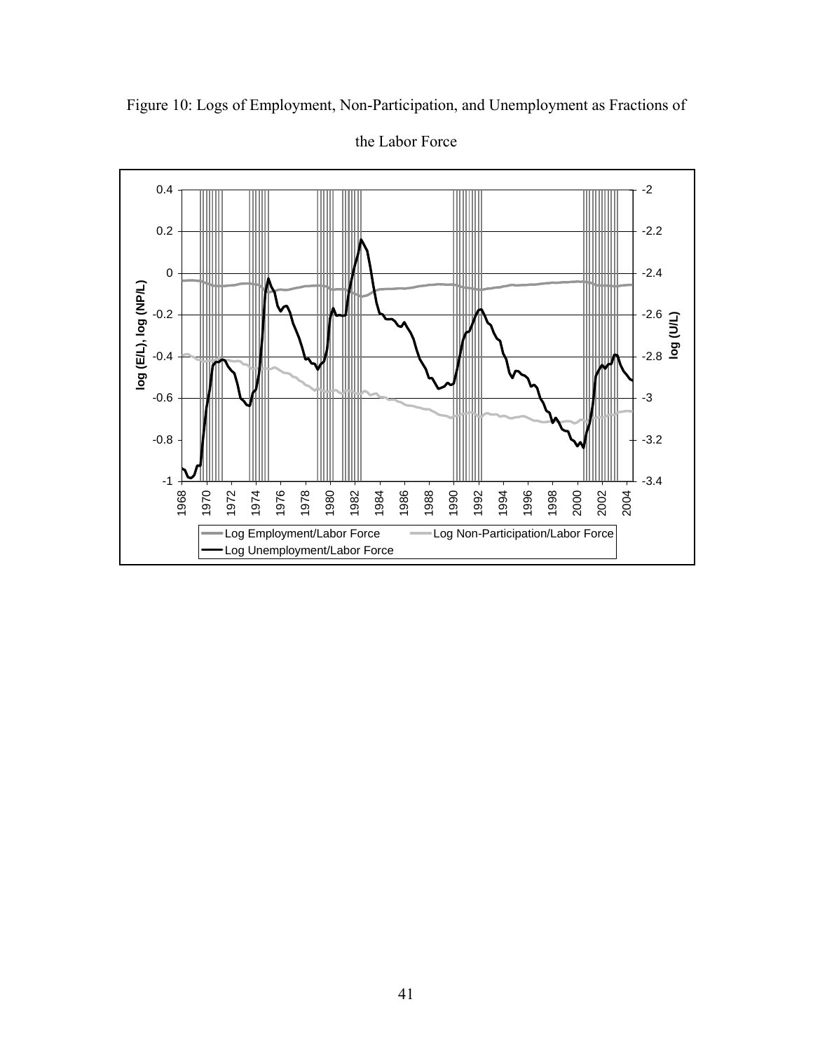Figure 10: Logs of Employment, Non-Participation, and Unemployment as Fractions of the Labor Force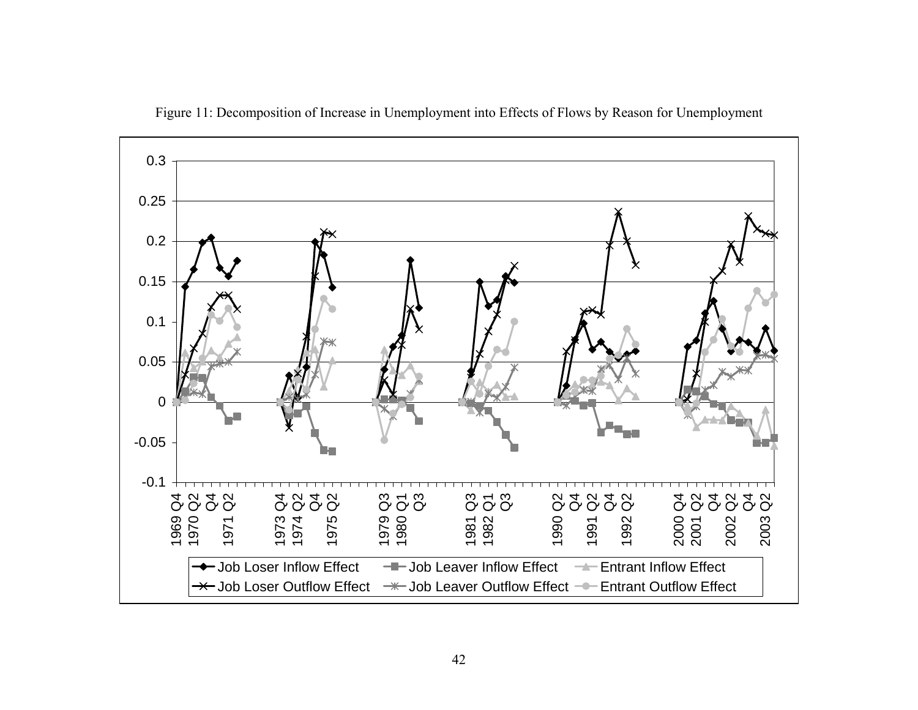Figure 11: Decomposition of Increase in Unemployment into Effects of Flows by Reason for Unemployment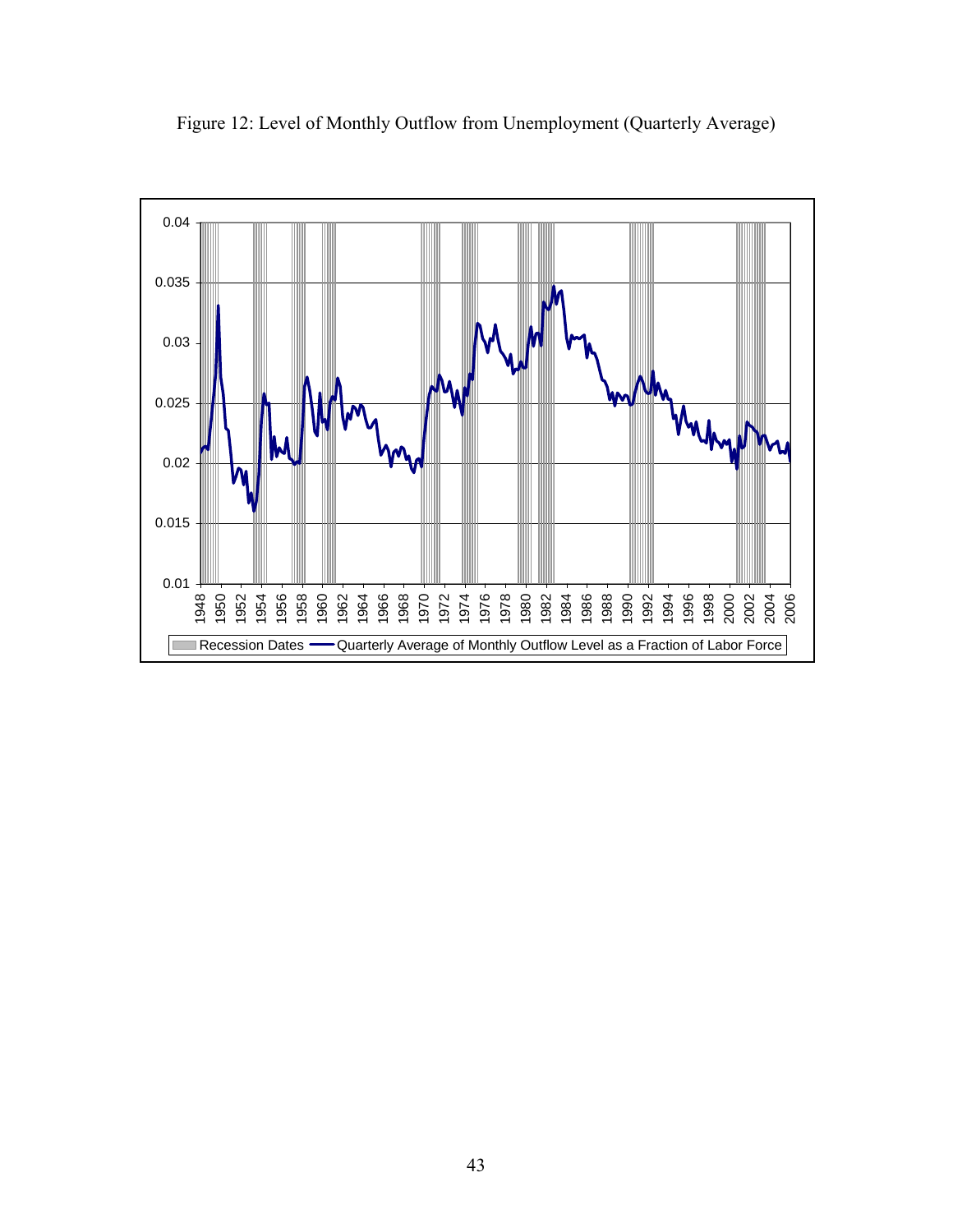Figure 12: Level of Monthly Outflow from Unemployment (Quarterly Average)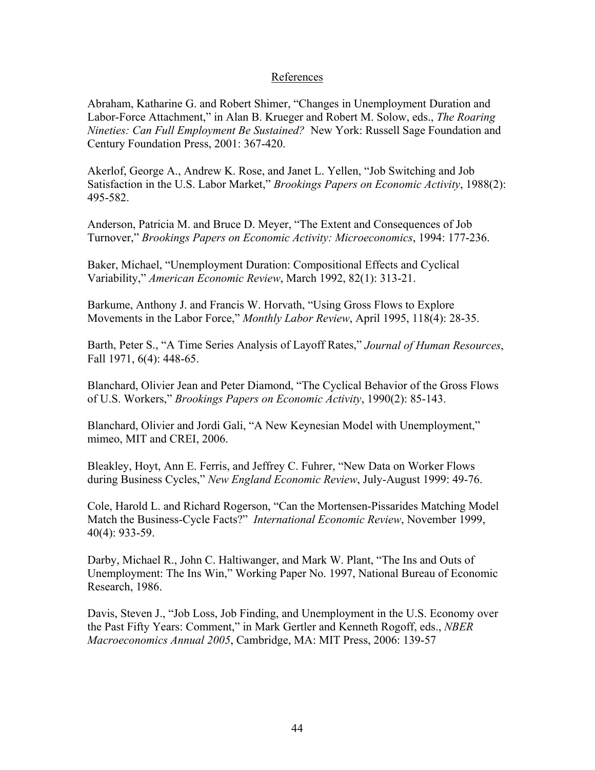## References

Abraham, Katharine G. and Robert Shimer, "Changes in Unemployment Duration and Labor-Force Attachment," in Alan B. Krueger and Robert M. Solow, eds., *The Roaring Nineties: Can Full Employment Be Sustained?* New York: Russell Sage Foundation and Century Foundation Press, 2001: 367-420.

Akerlof, George A., Andrew K. Rose, and Janet L. Yellen, "Job Switching and Job Satisfaction in the U.S. Labor Market," *Brookings Papers on Economic Activity*, 1988(2): 495-582.

Anderson, Patricia M. and Bruce D. Meyer, "The Extent and Consequences of Job Turnover," *Brookings Papers on Economic Activity: Microeconomics*, 1994: 177-236.

Baker, Michael, "Unemployment Duration: Compositional Effects and Cyclical Variability," *American Economic Review*, March 1992, 82(1): 313-21.

Barkume, Anthony J. and Francis W. Horvath, "Using Gross Flows to Explore Movements in the Labor Force," *Monthly Labor Review*, April 1995, 118(4): 28-35.

Barth, Peter S., "A Time Series Analysis of Layoff Rates," *Journal of Human Resources*, Fall 1971, 6(4): 448-65.

Blanchard, Olivier Jean and Peter Diamond, "The Cyclical Behavior of the Gross Flows of U.S. Workers," *Brookings Papers on Economic Activity*, 1990(2): 85-143.

Blanchard, Olivier and Jordi Gali, "A New Keynesian Model with Unemployment," mimeo, MIT and CREI, 2006.

Bleakley, Hoyt, Ann E. Ferris, and Jeffrey C. Fuhrer, "New Data on Worker Flows during Business Cycles," *New England Economic Review*, July-August 1999: 49-76.

Cole, Harold L. and Richard Rogerson, "Can the Mortensen-Pissarides Matching Model Match the Business-Cycle Facts?" *International Economic Review*, November 1999, 40(4): 933-59.

Darby, Michael R., John C. Haltiwanger, and Mark W. Plant, "The Ins and Outs of Unemployment: The Ins Win," Working Paper No. 1997, National Bureau of Economic Research, 1986.

Davis, Steven J., "Job Loss, Job Finding, and Unemployment in the U.S. Economy over the Past Fifty Years: Comment," in Mark Gertler and Kenneth Rogoff, eds., *NBER Macroeconomics Annual 2005*, Cambridge, MA: MIT Press, 2006: 139-57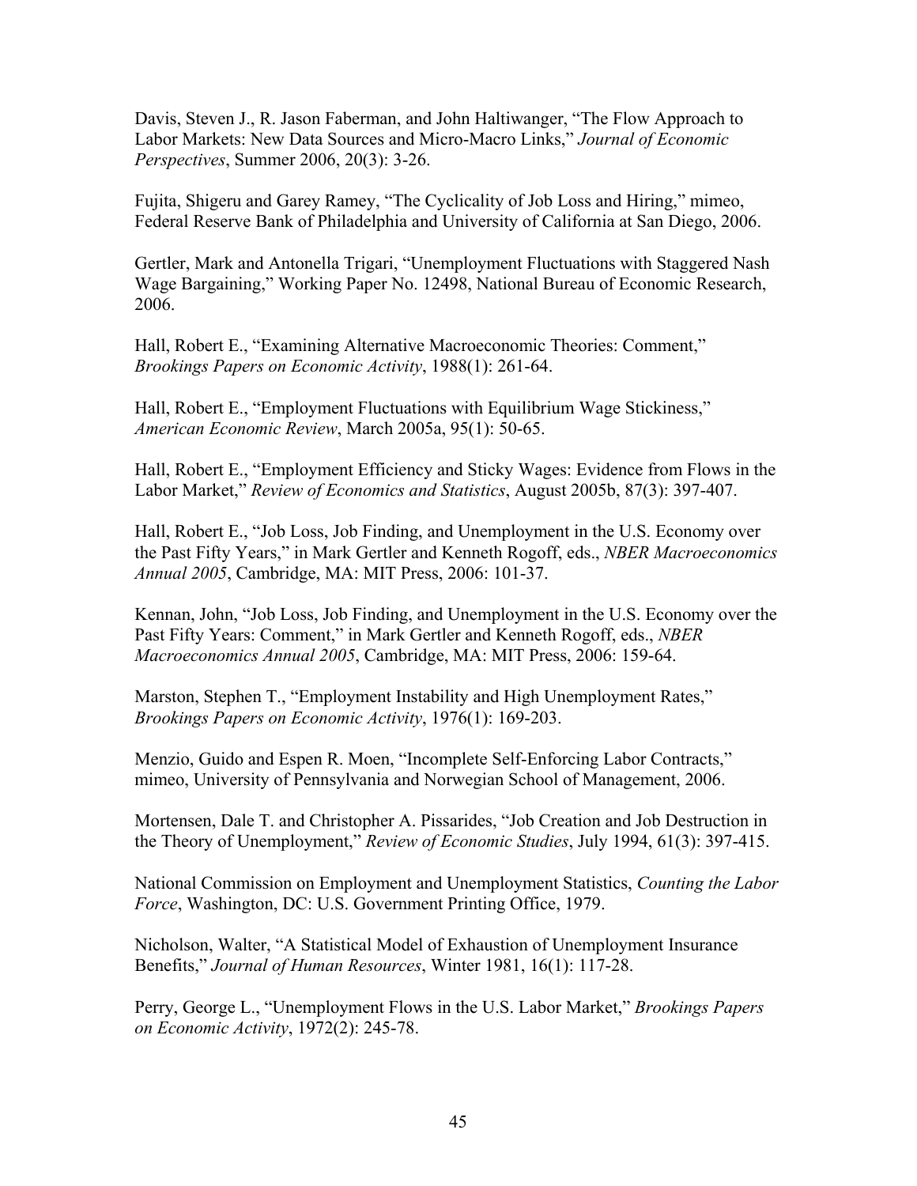Davis, Steven J., R. Jason Faberman, and John Haltiwanger, "The Flow Approach to Labor Markets: New Data Sources and Micro-Macro Links," *Journal of Economic Perspectives*, Summer 2006, 20(3): 3-26.

Fujita, Shigeru and Garey Ramey, "The Cyclicality of Job Loss and Hiring," mimeo, Federal Reserve Bank of Philadelphia and University of California at San Diego, 2006.

Gertler, Mark and Antonella Trigari, "Unemployment Fluctuations with Staggered Nash Wage Bargaining," Working Paper No. 12498, National Bureau of Economic Research, 2006.

Hall, Robert E., "Examining Alternative Macroeconomic Theories: Comment," *Brookings Papers on Economic Activity*, 1988(1): 261-64.

Hall, Robert E., "Employment Fluctuations with Equilibrium Wage Stickiness," *American Economic Review*, March 2005a, 95(1): 50-65.

Hall, Robert E., "Employment Efficiency and Sticky Wages: Evidence from Flows in the Labor Market," *Review of Economics and Statistics*, August 2005b, 87(3): 397-407.

Hall, Robert E., "Job Loss, Job Finding, and Unemployment in the U.S. Economy over the Past Fifty Years," in Mark Gertler and Kenneth Rogoff, eds., *NBER Macroeconomics Annual 2005*, Cambridge, MA: MIT Press, 2006: 101-37.

Kennan, John, "Job Loss, Job Finding, and Unemployment in the U.S. Economy over the Past Fifty Years: Comment," in Mark Gertler and Kenneth Rogoff, eds., *NBER Macroeconomics Annual 2005*, Cambridge, MA: MIT Press, 2006: 159-64.

Marston, Stephen T., "Employment Instability and High Unemployment Rates," *Brookings Papers on Economic Activity*, 1976(1): 169-203.

Menzio, Guido and Espen R. Moen, "Incomplete Self-Enforcing Labor Contracts," mimeo, University of Pennsylvania and Norwegian School of Management, 2006.

Mortensen, Dale T. and Christopher A. Pissarides, "Job Creation and Job Destruction in the Theory of Unemployment," *Review of Economic Studies*, July 1994, 61(3): 397-415.

National Commission on Employment and Unemployment Statistics, *Counting the Labor Force*, Washington, DC: U.S. Government Printing Office, 1979.

Nicholson, Walter, "A Statistical Model of Exhaustion of Unemployment Insurance Benefits," *Journal of Human Resources*, Winter 1981, 16(1): 117-28.

Perry, George L., "Unemployment Flows in the U.S. Labor Market," *Brookings Papers on Economic Activity*, 1972(2): 245-78.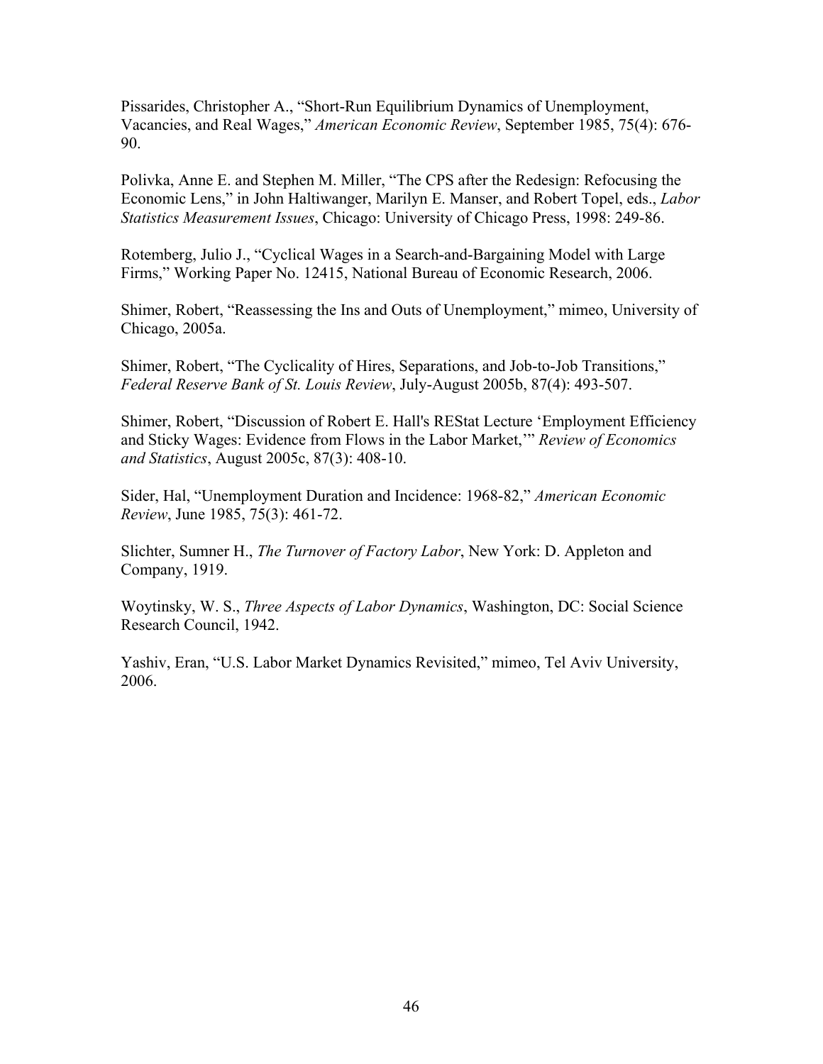Pissarides, Christopher A., "Short-Run Equilibrium Dynamics of Unemployment, Vacancies, and Real Wages," *American Economic Review*, September 1985, 75(4): 676-90.

Polivka, Anne E. and Stephen M. Miller, "The CPS after the Redesign: Refocusing the Economic Lens," in John Haltiwanger, Marilyn E. Manser, and Robert Topel, eds., *Labor Statistics Measurement Issues*, Chicago: University of Chicago Press, 1998: 249-86.

Rotemberg, Julio J., "Cyclical Wages in a Search-and-Bargaining Model with Large Firms," Working Paper No. 12415, National Bureau of Economic Research, 2006.

Shimer, Robert, "Reassessing the Ins and Outs of Unemployment," mimeo, University of Chicago, 2005a.

Shimer, Robert, "The Cyclicality of Hires, Separations, and Job-to-Job Transitions," *Federal Reserve Bank of St. Louis Review*, July-August 2005b, 87(4): 493-507.

Shimer, Robert, "Discussion of Robert E. Hall's REStat Lecture 'Employment Efficiency and Sticky Wages: Evidence from Flows in the Labor Market,'" *Review of Economics and Statistics*, August 2005c, 87(3): 408-10.

Sider, Hal, "Unemployment Duration and Incidence: 1968-82," *American Economic Review*, June 1985, 75(3): 461-72.

Slichter, Sumner H., *The Turnover of Factory Labor*, New York: D. Appleton and Company, 1919.

Woytinsky, W. S., *Three Aspects of Labor Dynamics*, Washington, DC: Social Science Research Council, 1942.

Yashiv, Eran, "U.S. Labor Market Dynamics Revisited," mimeo, Tel Aviv University, 2006.